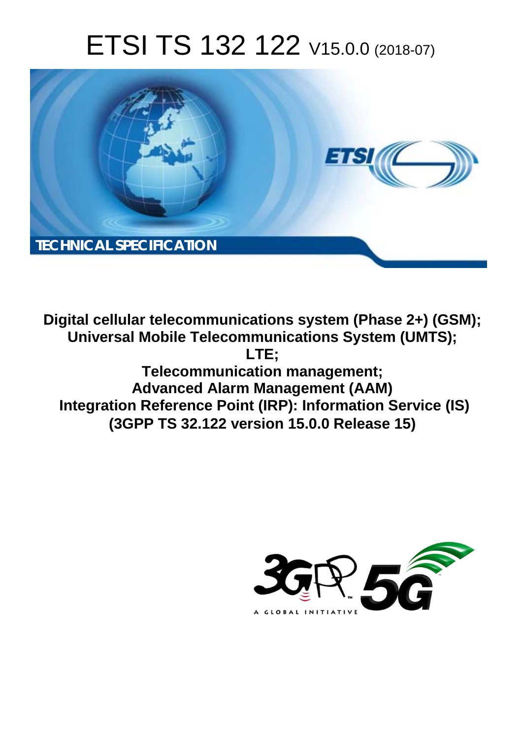# ETSI TS 132 122 V15.0.0 (2018-07)

TECHNICAL SPECIFICATION

**Digital cellular telecommunications system (Phase 2+) (GSM);**
**Universal Mobile Telecommunications System (UMTS);**
**LTE;**
**Telecommunication management;**
**Advanced Alarm Management (AAM)**
**Integration Reference Point (IRP): Information Service (IS)**
**(3GPP TS 32.122 version 15.0.0 Release 15)**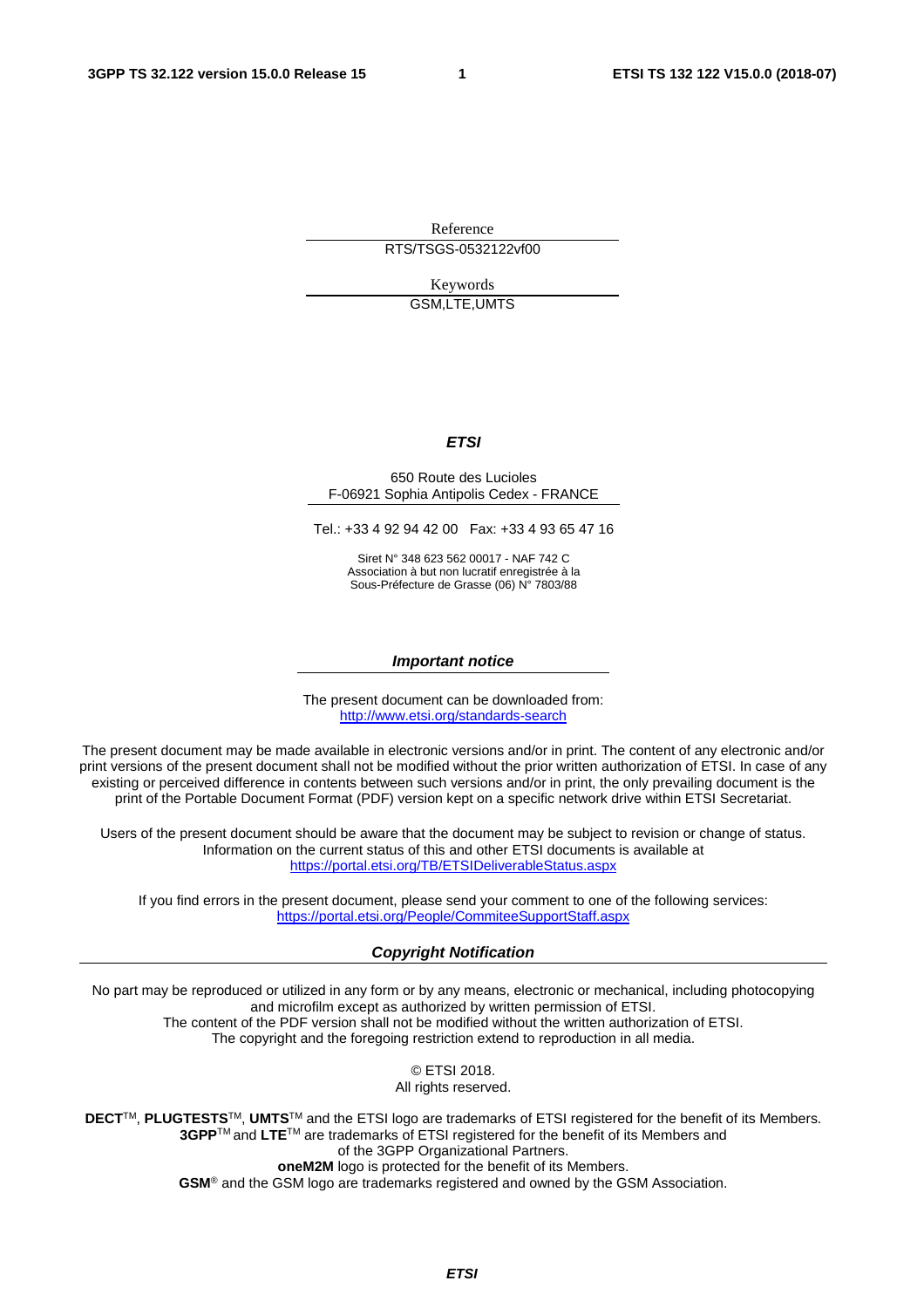Reference

RTS/TSGS-0532122vf00

Keywords

GSM,LTE,UMTS

***ETSI***

650 Route des Lucioles
F-06921 Sophia Antipolis Cedex - FRANCE

Tel.: +33 4 92 94 42 00   Fax: +33 4 93 65 47 16

Siret N° 348 623 562 00017 - NAF 742 C
Association à but non lucratif enregistrée à la
Sous-Préfecture de Grasse (06) N° 7803/88

***Important notice***

The present document can be downloaded from:
http://www.etsi.org/standards-search

The present document may be made available in electronic versions and/or in print. The content of any electronic and/or print versions of the present document shall not be modified without the prior written authorization of ETSI. In case of any existing or perceived difference in contents between such versions and/or in print, the only prevailing document is the print of the Portable Document Format (PDF) version kept on a specific network drive within ETSI Secretariat.

Users of the present document should be aware that the document may be subject to revision or change of status. Information on the current status of this and other ETSI documents is available at
https://portal.etsi.org/TB/ETSIDeliverableStatus.aspx

If you find errors in the present document, please send your comment to one of the following services:
https://portal.etsi.org/People/CommiteeSupportStaff.aspx

***Copyright Notification***

No part may be reproduced or utilized in any form or by any means, electronic or mechanical, including photocopying and microfilm except as authorized by written permission of ETSI.
The content of the PDF version shall not be modified without the written authorization of ETSI.
The copyright and the foregoing restriction extend to reproduction in all media.

© ETSI 2018.
All rights reserved.

**DECT**™, **PLUGTESTS**™, **UMTS**™ and the ETSI logo are trademarks of ETSI registered for the benefit of its Members.
**3GPP**™ and **LTE**™ are trademarks of ETSI registered for the benefit of its Members and of the 3GPP Organizational Partners.
**oneM2M** logo is protected for the benefit of its Members.
**GSM**® and the GSM logo are trademarks registered and owned by the GSM Association.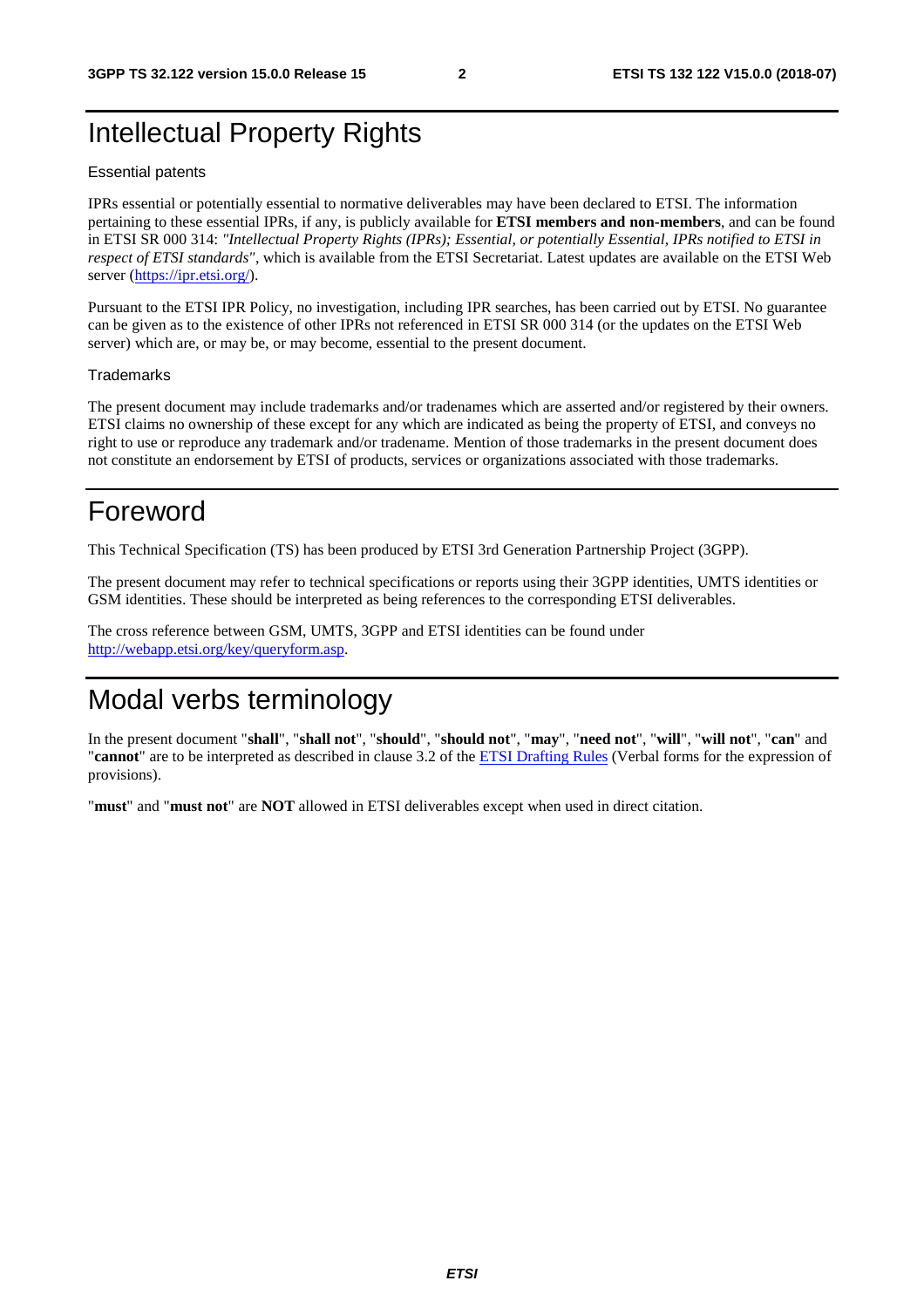# Intellectual Property Rights

Essential patents

IPRs essential or potentially essential to normative deliverables may have been declared to ETSI. The information pertaining to these essential IPRs, if any, is publicly available for **ETSI members and non-members**, and can be found in ETSI SR 000 314: *"Intellectual Property Rights (IPRs); Essential, or potentially Essential, IPRs notified to ETSI in respect of ETSI standards"*, which is available from the ETSI Secretariat. Latest updates are available on the ETSI Web server (https://ipr.etsi.org/).

Pursuant to the ETSI IPR Policy, no investigation, including IPR searches, has been carried out by ETSI. No guarantee can be given as to the existence of other IPRs not referenced in ETSI SR 000 314 (or the updates on the ETSI Web server) which are, or may be, or may become, essential to the present document.

Trademarks

The present document may include trademarks and/or tradenames which are asserted and/or registered by their owners. ETSI claims no ownership of these except for any which are indicated as being the property of ETSI, and conveys no right to use or reproduce any trademark and/or tradename. Mention of those trademarks in the present document does not constitute an endorsement by ETSI of products, services or organizations associated with those trademarks.

# Foreword

This Technical Specification (TS) has been produced by ETSI 3rd Generation Partnership Project (3GPP).

The present document may refer to technical specifications or reports using their 3GPP identities, UMTS identities or GSM identities. These should be interpreted as being references to the corresponding ETSI deliverables.

The cross reference between GSM, UMTS, 3GPP and ETSI identities can be found under http://webapp.etsi.org/key/queryform.asp.

# Modal verbs terminology

In the present document "**shall**", "**shall not**", "**should**", "**should not**", "**may**", "**need not**", "**will**", "**will not**", "**can**" and "**cannot**" are to be interpreted as described in clause 3.2 of the ETSI Drafting Rules (Verbal forms for the expression of provisions).

"**must**" and "**must not**" are **NOT** allowed in ETSI deliverables except when used in direct citation.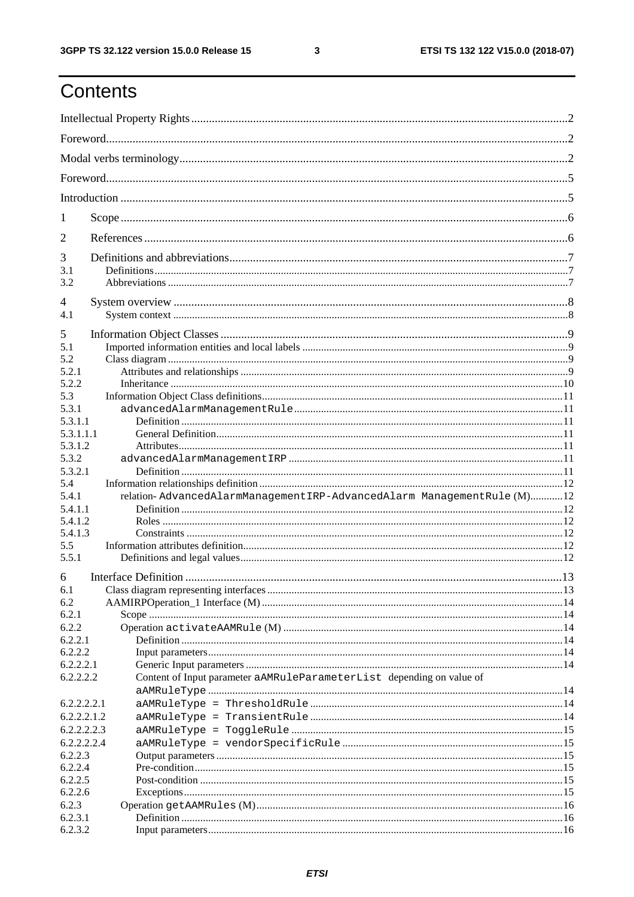# Contents

Intellectual Property Rights ....... 2

Foreword ....... 2

Modal verbs terminology ....... 2

Foreword ....... 5

Introduction ....... 5

1 Scope ....... 6

2 References ....... 6

3 Definitions and abbreviations ....... 7
- 3.1 Definitions ....... 7
- 3.2 Abbreviations ....... 7

4 System overview ....... 8
- 4.1 System context ....... 8

5 Information Object Classes ....... 9
- 5.1 Imported information entities and local labels ....... 9
- 5.2 Class diagram ....... 9
- 5.2.1 Attributes and relationships ....... 9
- 5.2.2 Inheritance ....... 10
- 5.3 Information Object Class definitions ....... 11
- 5.3.1 `advancedAlarmManagementRule` ....... 11
- 5.3.1.1 Definition ....... 11
- 5.3.1.1.1 General Definition ....... 11
- 5.3.1.2 Attributes ....... 11
- 5.3.2 `advancedAlarmManagementIRP` ....... 11
- 5.3.2.1 Definition ....... 11
- 5.4 Information relationships definition ....... 12
- 5.4.1 relation- `AdvancedAlarmManagementIRP-AdvancedAlarm ManagementRule` (M) ....... 12
- 5.4.1.1 Definition ....... 12
- 5.4.1.2 Roles ....... 12
- 5.4.1.3 Constraints ....... 12
- 5.5 Information attributes definition ....... 12
- 5.5.1 Definitions and legal values ....... 12

6 Interface Definition ....... 13
- 6.1 Class diagram representing interfaces ....... 13
- 6.2 AAMIRPOperation_1 Interface (M) ....... 14
- 6.2.1 Scope ....... 14
- 6.2.2 Operation `activateAAMRule` (M) ....... 14
- 6.2.2.1 Definition ....... 14
- 6.2.2.2 Input parameters ....... 14
- 6.2.2.2.1 Generic Input parameters ....... 14
- 6.2.2.2.2 Content of Input parameter `aAMRuleParameterList` depending on value of `aAMRuleType` ....... 14
- 6.2.2.2.2.1 `aAMRuleType = ThresholdRule` ....... 14
- 6.2.2.2.1.2 `aAMRuleType = TransientRule` ....... 14
- 6.2.2.2.2.3 `aAMRuleType = ToggleRule` ....... 15
- 6.2.2.2.2.4 `aAMRuleType = vendorSpecificRule` ....... 15
- 6.2.2.3 Output parameters ....... 15
- 6.2.2.4 Pre-condition ....... 15
- 6.2.2.5 Post-condition ....... 15
- 6.2.2.6 Exceptions ....... 15
- 6.2.3 Operation `getAAMRules` (M) ....... 16
- 6.2.3.1 Definition ....... 16
- 6.2.3.2 Input parameters ....... 16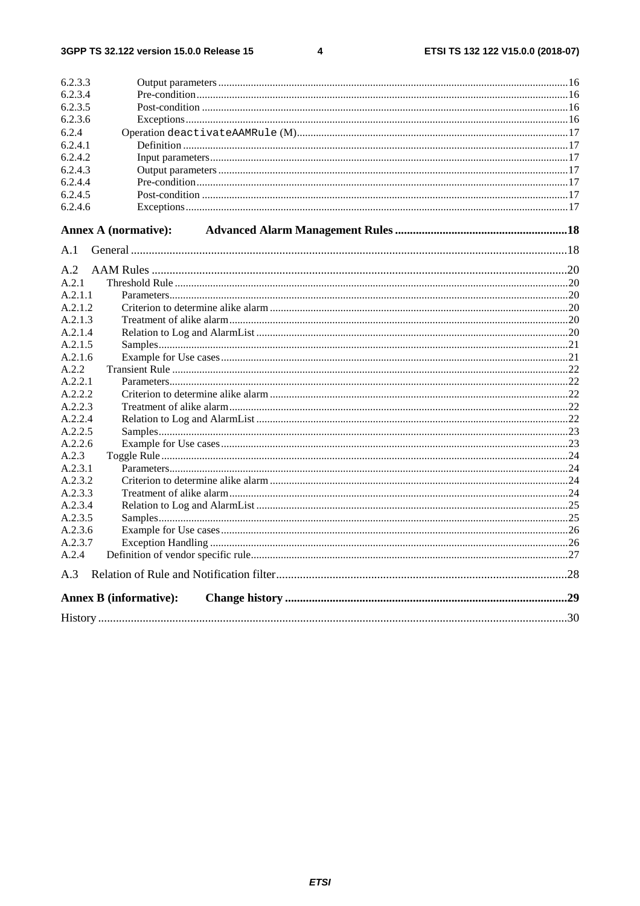6.2.3.3 Output parameters ....................................................................................................................16
6.2.3.4 Pre-condition.........................................................................................................................16
6.2.3.5 Post-condition ......................................................................................................................16
6.2.3.6 Exceptions............................................................................................................................16
6.2.4 Operation `deactivateAAMRule` (M)...................................................................................................17
6.2.4.1 Definition ..............................................................................................................................17
6.2.4.2 Input parameters...................................................................................................................17
6.2.4.3 Output parameters ................................................................................................................17
6.2.4.4 Pre-condition.........................................................................................................................17
6.2.4.5 Post-condition ......................................................................................................................17
6.2.4.6 Exceptions............................................................................................................................17

**Annex A (normative): Advanced Alarm Management Rules ..........................................................18**

A.1 General ...................................................................................................................................................18

A.2 AAM Rules ...........................................................................................................................................20
A.2.1 Threshold Rule .................................................................................................................................20
A.2.1.1 Parameters.............................................................................................................................20
A.2.1.2 Criterion to determine alike alarm .......................................................................................20
A.2.1.3 Treatment of alike alarm......................................................................................................20
A.2.1.4 Relation to Log and AlarmList .............................................................................................20
A.2.1.5 Samples.................................................................................................................................21
A.2.1.6 Example for Use cases..........................................................................................................21
A.2.2 Transient Rule ..................................................................................................................................22
A.2.2.1 Parameters.............................................................................................................................22
A.2.2.2 Criterion to determine alike alarm .......................................................................................22
A.2.2.3 Treatment of alike alarm......................................................................................................22
A.2.2.4 Relation to Log and AlarmList .............................................................................................22
A.2.2.5 Samples.................................................................................................................................23
A.2.2.6 Example for Use cases..........................................................................................................23
A.2.3 Toggle Rule ......................................................................................................................................24
A.2.3.1 Parameters.............................................................................................................................24
A.2.3.2 Criterion to determine alike alarm .......................................................................................24
A.2.3.3 Treatment of alike alarm......................................................................................................24
A.2.3.4 Relation to Log and AlarmList .............................................................................................25
A.2.3.5 Samples.................................................................................................................................25
A.2.3.6 Example for Use cases..........................................................................................................26
A.2.3.7 Exception Handling ..............................................................................................................26
A.2.4 Definition of vendor specific rule.....................................................................................................27

A.3 Relation of Rule and Notification filter..................................................................................................28

**Annex B (informative): Change history ..............................................................................................29**

History ..............................................................................................................................................................30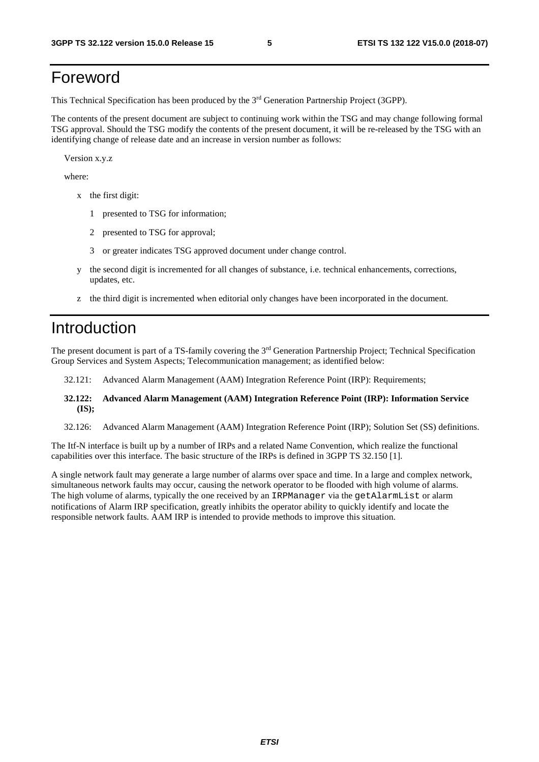# Foreword

This Technical Specification has been produced by the 3rd Generation Partnership Project (3GPP).

The contents of the present document are subject to continuing work within the TSG and may change following formal TSG approval. Should the TSG modify the contents of the present document, it will be re-released by the TSG with an identifying change of release date and an increase in version number as follows:

Version x.y.z

where:

- x the first digit:
  - 1 presented to TSG for information;
  - 2 presented to TSG for approval;
  - 3 or greater indicates TSG approved document under change control.
- y the second digit is incremented for all changes of substance, i.e. technical enhancements, corrections, updates, etc.
- z the third digit is incremented when editorial only changes have been incorporated in the document.

# Introduction

The present document is part of a TS-family covering the 3rd Generation Partnership Project; Technical Specification Group Services and System Aspects; Telecommunication management; as identified below:

32.121: Advanced Alarm Management (AAM) Integration Reference Point (IRP): Requirements;

**32.122: Advanced Alarm Management (AAM) Integration Reference Point (IRP): Information Service (IS);**

32.126: Advanced Alarm Management (AAM) Integration Reference Point (IRP); Solution Set (SS) definitions.

The Itf-N interface is built up by a number of IRPs and a related Name Convention, which realize the functional capabilities over this interface. The basic structure of the IRPs is defined in 3GPP TS 32.150 [1].

A single network fault may generate a large number of alarms over space and time. In a large and complex network, simultaneous network faults may occur, causing the network operator to be flooded with high volume of alarms. The high volume of alarms, typically the one received by an `IRPManager` via the `getAlarmList` or alarm notifications of Alarm IRP specification, greatly inhibits the operator ability to quickly identify and locate the responsible network faults. AAM IRP is intended to provide methods to improve this situation.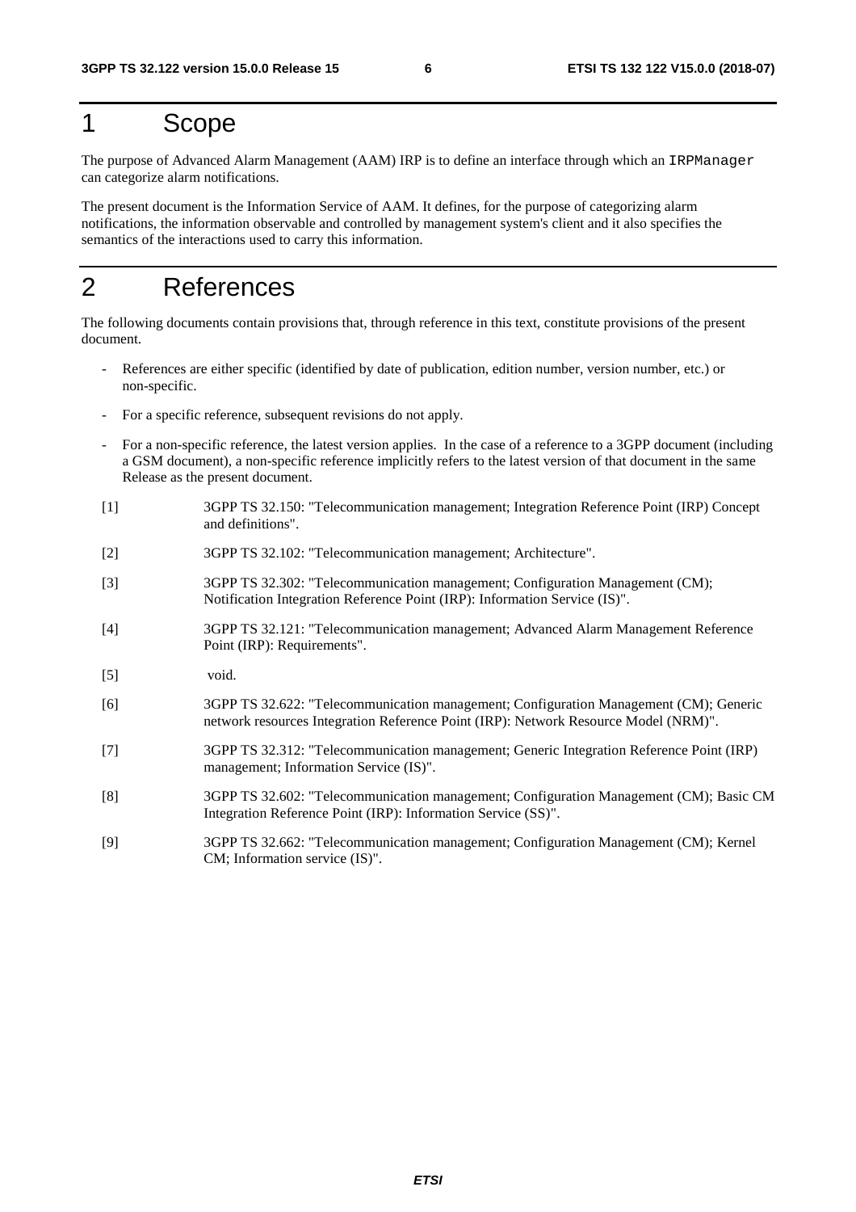# 1 Scope

The purpose of Advanced Alarm Management (AAM) IRP is to define an interface through which an `IRPManager` can categorize alarm notifications.

The present document is the Information Service of AAM. It defines, for the purpose of categorizing alarm notifications, the information observable and controlled by management system's client and it also specifies the semantics of the interactions used to carry this information.

# 2 References

The following documents contain provisions that, through reference in this text, constitute provisions of the present document.

- References are either specific (identified by date of publication, edition number, version number, etc.) or non-specific.
- For a specific reference, subsequent revisions do not apply.
- For a non-specific reference, the latest version applies. In the case of a reference to a 3GPP document (including a GSM document), a non-specific reference implicitly refers to the latest version of that document in the same Release as the present document.

[1] 3GPP TS 32.150: "Telecommunication management; Integration Reference Point (IRP) Concept and definitions".

[2] 3GPP TS 32.102: "Telecommunication management; Architecture".

[3] 3GPP TS 32.302: "Telecommunication management; Configuration Management (CM); Notification Integration Reference Point (IRP): Information Service (IS)".

[4] 3GPP TS 32.121: "Telecommunication management; Advanced Alarm Management Reference Point (IRP): Requirements".

[5] void.

[6] 3GPP TS 32.622: "Telecommunication management; Configuration Management (CM); Generic network resources Integration Reference Point (IRP): Network Resource Model (NRM)".

[7] 3GPP TS 32.312: "Telecommunication management; Generic Integration Reference Point (IRP) management; Information Service (IS)".

[8] 3GPP TS 32.602: "Telecommunication management; Configuration Management (CM); Basic CM Integration Reference Point (IRP): Information Service (SS)".

[9] 3GPP TS 32.662: "Telecommunication management; Configuration Management (CM); Kernel CM; Information service (IS)".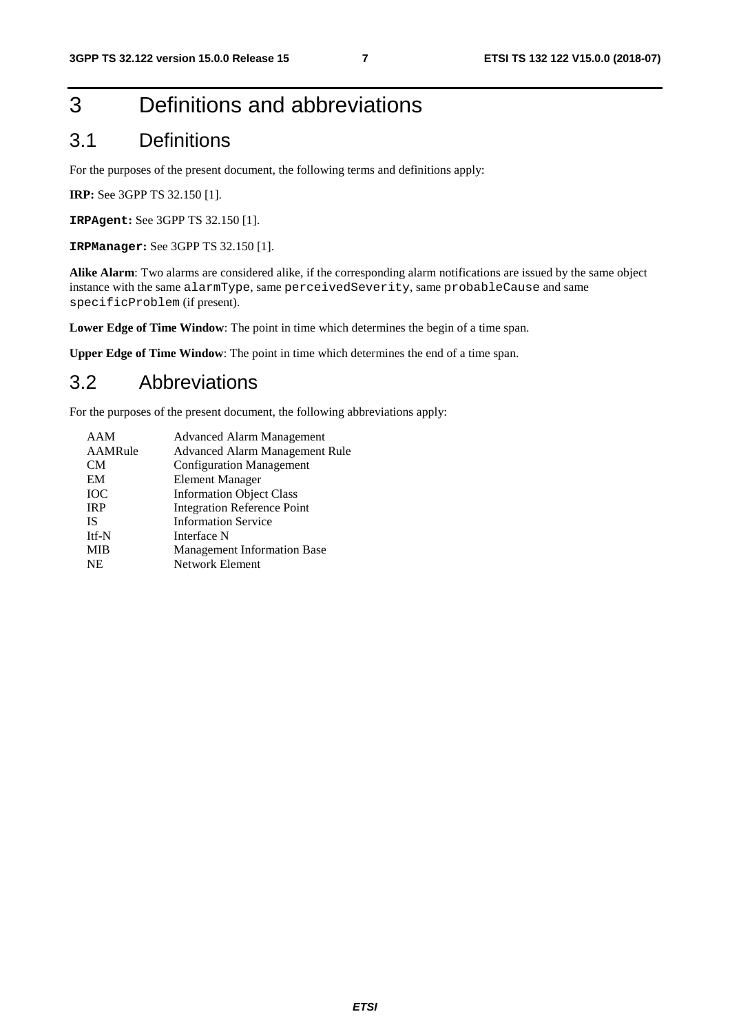# 3 Definitions and abbreviations

## 3.1 Definitions

For the purposes of the present document, the following terms and definitions apply:

**IRP:** See 3GPP TS 32.150 [1].

**`IRPAgent`:** See 3GPP TS 32.150 [1].

**`IRPManager`:** See 3GPP TS 32.150 [1].

**Alike Alarm**: Two alarms are considered alike, if the corresponding alarm notifications are issued by the same object instance with the same `alarmType`, same `perceivedSeverity`, same `probableCause` and same `specificProblem` (if present).

**Lower Edge of Time Window**: The point in time which determines the begin of a time span.

**Upper Edge of Time Window**: The point in time which determines the end of a time span.

## 3.2 Abbreviations

For the purposes of the present document, the following abbreviations apply:

| | |
|---|---|
| AAM | Advanced Alarm Management |
| AAMRule | Advanced Alarm Management Rule |
| CM | Configuration Management |
| EM | Element Manager |
| IOC | Information Object Class |
| IRP | Integration Reference Point |
| IS | Information Service |
| Itf-N | Interface N |
| MIB | Management Information Base |
| NE | Network Element |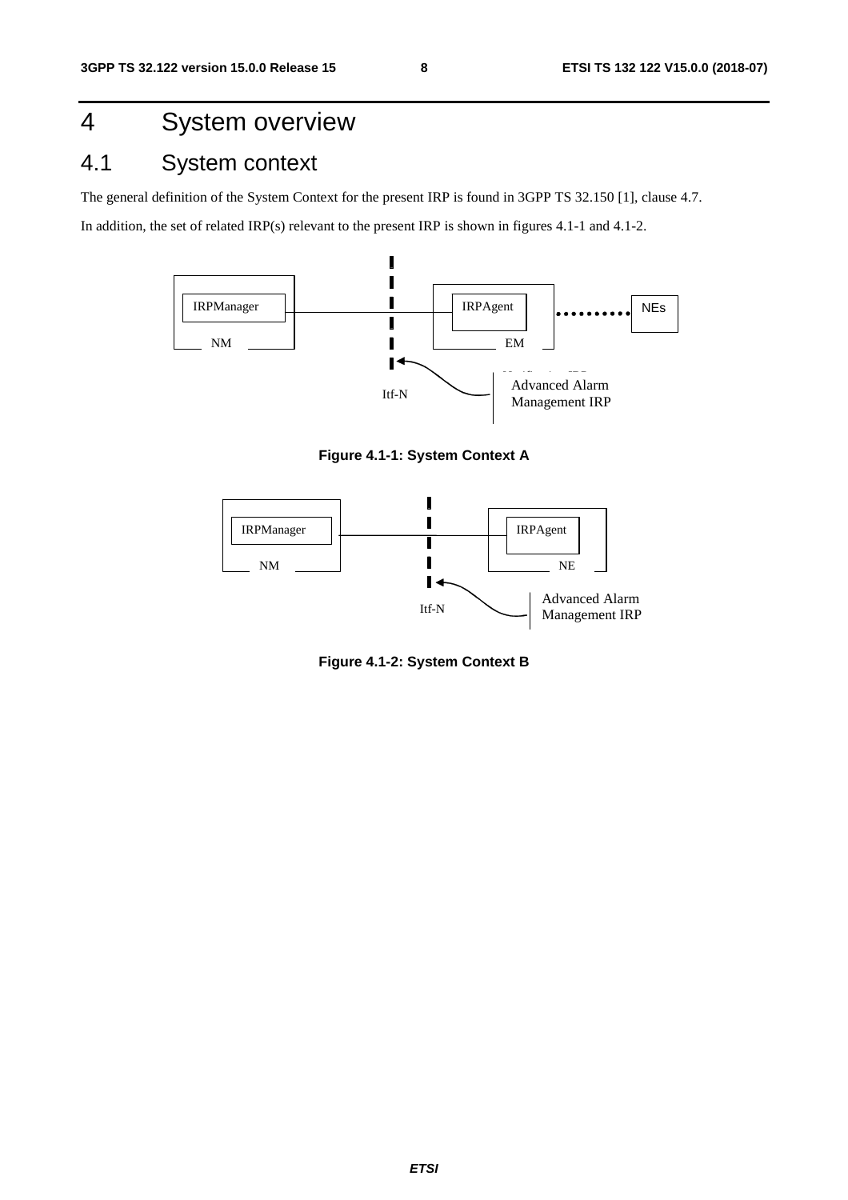# 4 System overview

## 4.1 System context

The general definition of the System Context for the present IRP is found in 3GPP TS 32.150 [1], clause 4.7.

In addition, the set of related IRP(s) relevant to the present IRP is shown in figures 4.1-1 and 4.1-2.

IRPManager NM IRPAgent EM NEs Itf-N Advanced Alarm Management IRP

**Figure 4.1-1: System Context A**

IRPManager NM IRPAgent NE Itf-N Advanced Alarm Management IRP

**Figure 4.1-2: System Context B**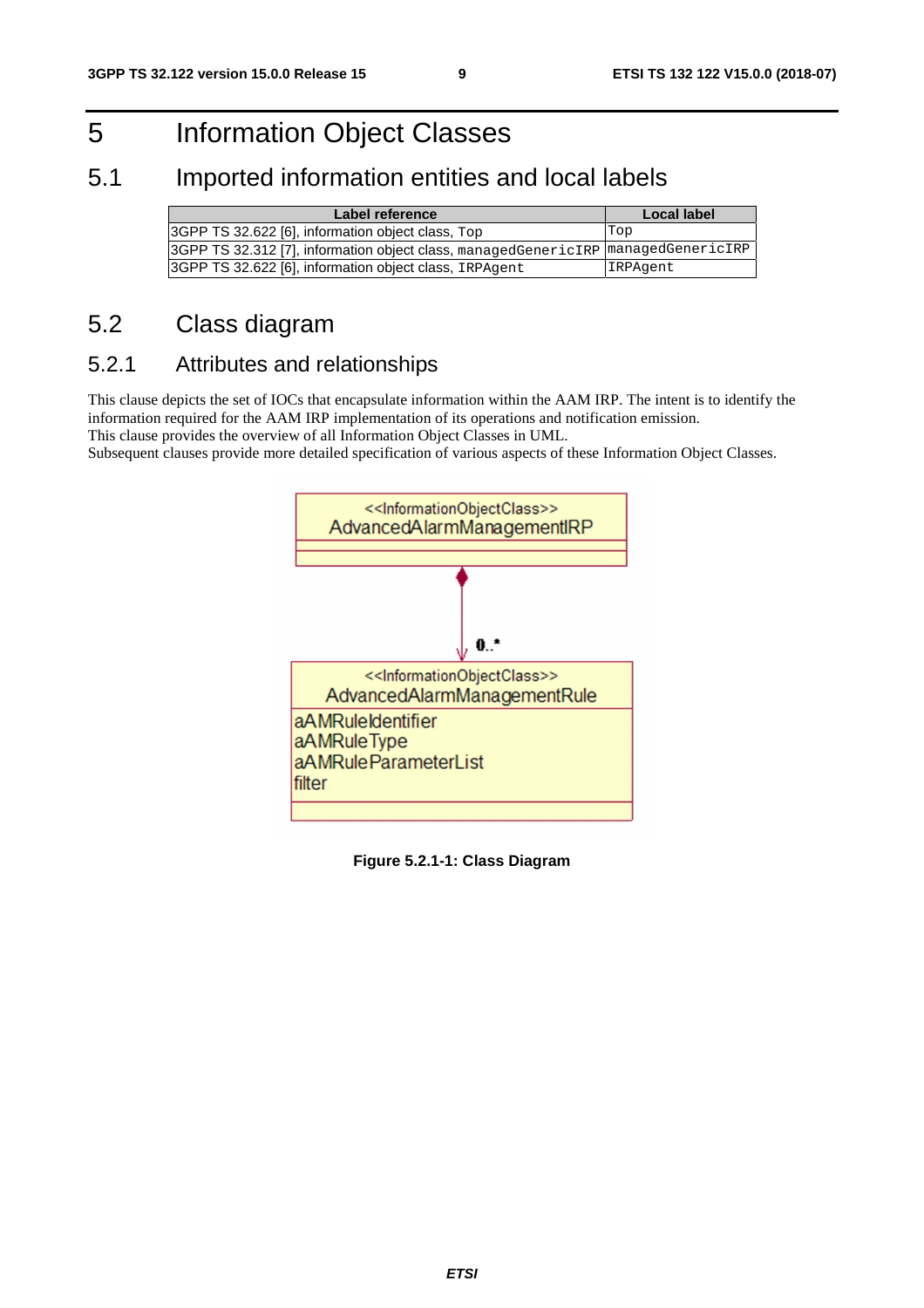# 5 Information Object Classes

## 5.1 Imported information entities and local labels

| Label reference | Local label |
|---|---|
| 3GPP TS 32.622 [6], information object class, Top | Top |
| 3GPP TS 32.312 [7], information object class, managedGenericIRP | managedGenericIRP |
| 3GPP TS 32.622 [6], information object class, IRPAgent | IRPAgent |

## 5.2 Class diagram

### 5.2.1 Attributes and relationships

This clause depicts the set of IOCs that encapsulate information within the AAM IRP. The intent is to identify the information required for the AAM IRP implementation of its operations and notification emission.
This clause provides the overview of all Information Object Classes in UML.
Subsequent clauses provide more detailed specification of various aspects of these Information Object Classes.

<<InformationObjectClass>>
AdvancedAlarmManagementIRP

0..*

<<InformationObjectClass>>
AdvancedAlarmManagementRule

aAMRuleIdentifier
aAMRuleType
aAMRuleParameterList
filter

**Figure 5.2.1-1: Class Diagram**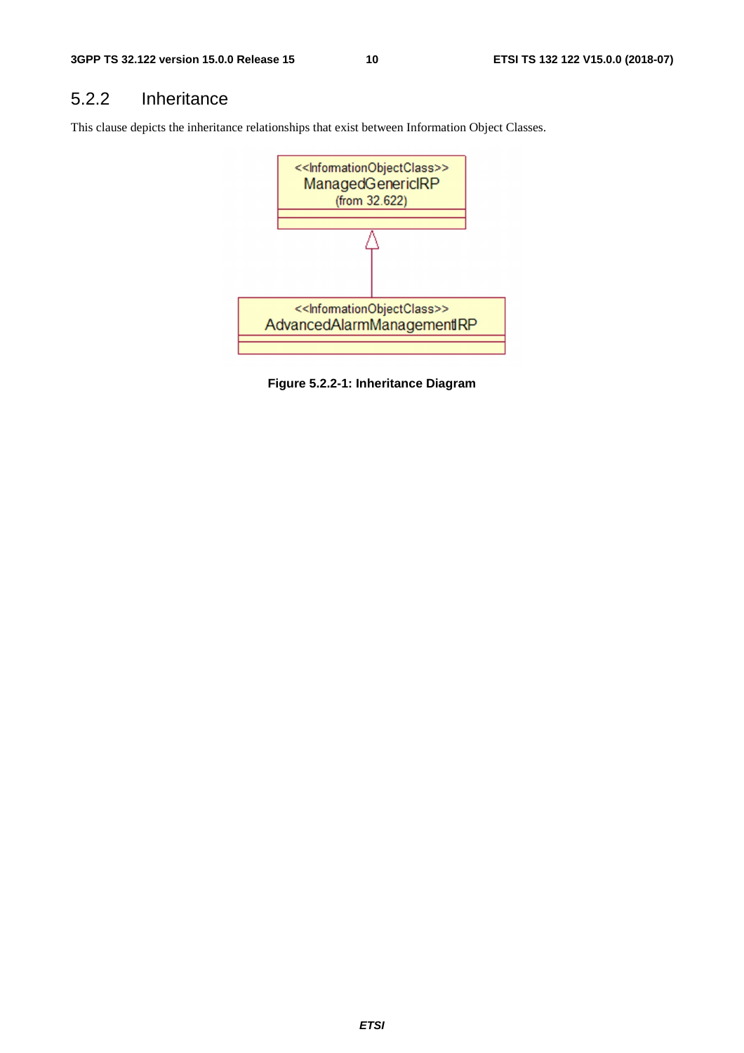### 5.2.2 Inheritance

This clause depicts the inheritance relationships that exist between Information Object Classes.

Figure 5.2.2-1: Inheritance Diagram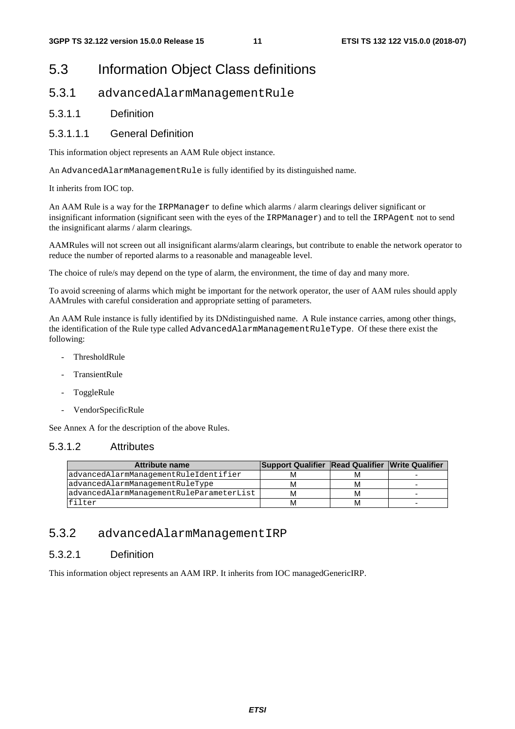# 5.3 Information Object Class definitions

## 5.3.1 advancedAlarmManagementRule

### 5.3.1.1 Definition

#### 5.3.1.1.1 General Definition

This information object represents an AAM Rule object instance.

An AdvancedAlarmManagementRule is fully identified by its distinguished name.

It inherits from IOC top.

An AAM Rule is a way for the IRPManager to define which alarms / alarm clearings deliver significant or insignificant information (significant seen with the eyes of the IRPManager) and to tell the IRPAgent not to send the insignificant alarms / alarm clearings.

AAMRules will not screen out all insignificant alarms/alarm clearings, but contribute to enable the network operator to reduce the number of reported alarms to a reasonable and manageable level.

The choice of rule/s may depend on the type of alarm, the environment, the time of day and many more.

To avoid screening of alarms which might be important for the network operator, the user of AAM rules should apply AAMrules with careful consideration and appropriate setting of parameters.

An AAM Rule instance is fully identified by its DNdistinguished name. A Rule instance carries, among other things, the identification of the Rule type called AdvancedAlarmManagementRuleType. Of these there exist the following:

- ThresholdRule
- TransientRule
- ToggleRule
- VendorSpecificRule

See Annex A for the description of the above Rules.

### 5.3.1.2 Attributes

| Attribute name | Support Qualifier | Read Qualifier | Write Qualifier |
|---|---|---|---|
| advancedAlarmManagementRuleIdentifier | M | M | - |
| advancedAlarmManagementRuleType | M | M | - |
| advancedAlarmManagementRuleParameterList | M | M | - |
| filter | M | M | - |

## 5.3.2 advancedAlarmManagementIRP

### 5.3.2.1 Definition

This information object represents an AAM IRP. It inherits from IOC managedGenericIRP.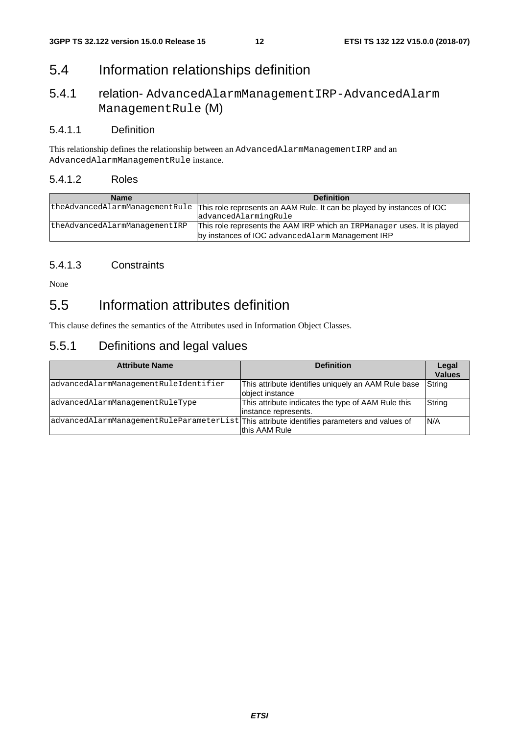## 5.4 Information relationships definition

### 5.4.1 relation- AdvancedAlarmManagementIRP-AdvancedAlarmManagementRule (M)

#### 5.4.1.1 Definition

This relationship defines the relationship between an AdvancedAlarmManagementIRP and an AdvancedAlarmManagementRule instance.

#### 5.4.1.2 Roles

| Name | Definition |
|---|---|
| theAdvancedAlarmManagementRule | This role represents an AAM Rule. It can be played by instances of IOC advancedAlarmingRule |
| theAdvancedAlarmManagementIRP | This role represents the AAM IRP which an IRPManager uses. It is played by instances of IOC advancedAlarm Management IRP |

#### 5.4.1.3 Constraints

None

## 5.5 Information attributes definition

This clause defines the semantics of the Attributes used in Information Object Classes.

### 5.5.1 Definitions and legal values

| Attribute Name | Definition | Legal Values |
|---|---|---|
| advancedAlarmManagementRuleIdentifier | This attribute identifies uniquely an AAM Rule base object instance | String |
| advancedAlarmManagementRuleType | This attribute indicates the type of AAM Rule this instance represents. | String |
| advancedAlarmManagementRuleParameterList | This attribute identifies parameters and values of this AAM Rule | N/A |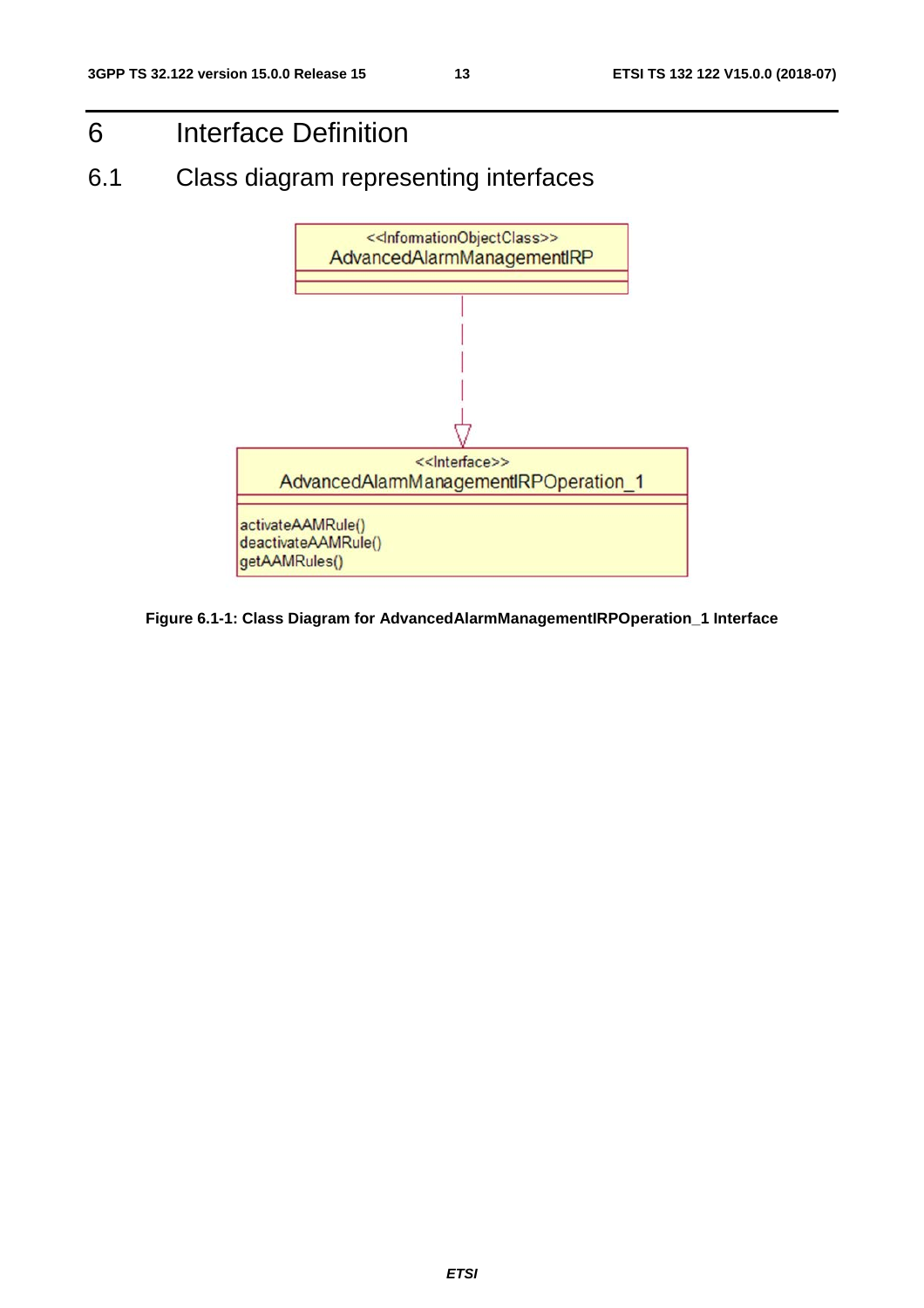# 6 Interface Definition

## 6.1 Class diagram representing interfaces

<<InformationObjectClass>>
AdvancedAlarmManagementIRP

<<Interface>>
AdvancedAlarmManagementIRPOperation_1

activateAAMRule()
deactivateAAMRule()
getAAMRules()

**Figure 6.1-1: Class Diagram for AdvancedAlarmManagementIRPOperation_1 Interface**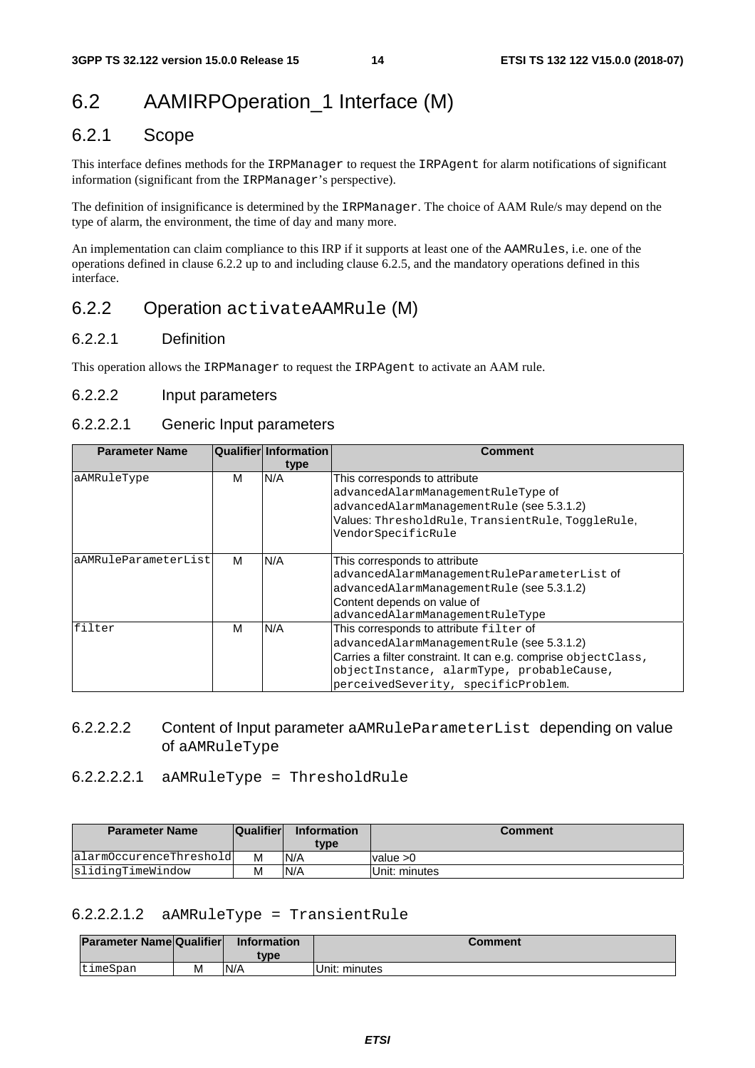## 6.2 AAMIRPOperation_1 Interface (M)

### 6.2.1 Scope

This interface defines methods for the IRPManager to request the IRPAgent for alarm notifications of significant information (significant from the IRPManager's perspective).

The definition of insignificance is determined by the IRPManager. The choice of AAM Rule/s may depend on the type of alarm, the environment, the time of day and many more.

An implementation can claim compliance to this IRP if it supports at least one of the AAMRules, i.e. one of the operations defined in clause 6.2.2 up to and including clause 6.2.5, and the mandatory operations defined in this interface.

### 6.2.2 Operation activateAAMRule (M)

#### 6.2.2.1 Definition

This operation allows the IRPManager to request the IRPAgent to activate an AAM rule.

#### 6.2.2.2 Input parameters

##### 6.2.2.2.1 Generic Input parameters

| Parameter Name | Qualifier | Information type | Comment |
|---|---|---|---|
| aAMRuleType | M | N/A | This corresponds to attribute advancedAlarmManagementRuleType of advancedAlarmManagementRule (see 5.3.1.2)<br>Values: ThresholdRule, TransientRule, ToggleRule, VendorSpecificRule |
| aAMRuleParameterList | M | N/A | This corresponds to attribute advancedAlarmManagementRuleParameterList of advancedAlarmManagementRule (see 5.3.1.2)<br>Content depends on value of advancedAlarmManagementRuleType |
| filter | M | N/A | This corresponds to attribute filter of advancedAlarmManagementRule (see 5.3.1.2)<br>Carries a filter constraint. It can e.g. comprise objectClass, objectInstance, alarmType, probableCause, perceivedSeverity, specificProblem. |

##### 6.2.2.2.2 Content of Input parameter aAMRuleParameterList depending on value of aAMRuleType

###### 6.2.2.2.2.1 aAMRuleType = ThresholdRule

| Parameter Name | Qualifier | Information type | Comment |
|---|---|---|---|
| alarmOccurenceThreshold | M | N/A | value >0 |
| slidingTimeWindow | M | N/A | Unit: minutes |

###### 6.2.2.2.1.2 aAMRuleType = TransientRule

| Parameter Name | Qualifier | Information type | Comment |
|---|---|---|---|
| timeSpan | M | N/A | Unit: minutes |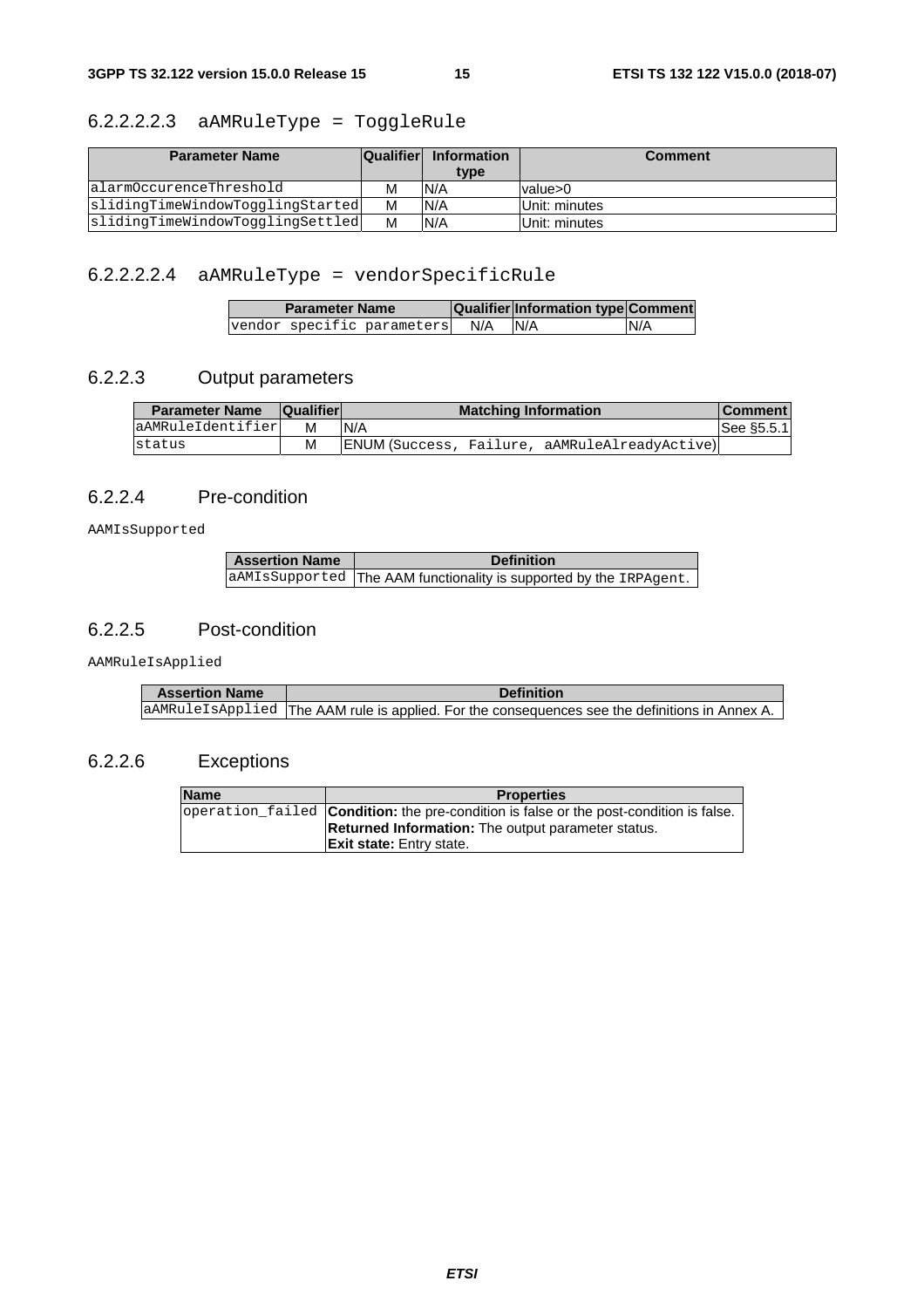#### 6.2.2.2.2.3 aAMRuleType = ToggleRule

| Parameter Name | Qualifier | Information type | Comment |
|---|---|---|---|
| alarmOccurenceThreshold | M | N/A | value>0 |
| slidingTimeWindowTogglingStarted | M | N/A | Unit: minutes |
| slidingTimeWindowTogglingSettled | M | N/A | Unit: minutes |

#### 6.2.2.2.2.4 aAMRuleType = vendorSpecificRule

| Parameter Name | Qualifier | Information type | Comment |
|---|---|---|---|
| vendor specific parameters | N/A | N/A | N/A |

### 6.2.2.3 Output parameters

| Parameter Name | Qualifier | Matching Information | Comment |
|---|---|---|---|
| aAMRuleIdentifier | M | N/A | See §5.5.1 |
| status | M | ENUM (Success, Failure, aAMRuleAlreadyActive) | |

### 6.2.2.4 Pre-condition

AAMIsSupported

| Assertion Name | Definition |
|---|---|
| aAMIsSupported | The AAM functionality is supported by the IRPAgent. |

### 6.2.2.5 Post-condition

AAMRuleIsApplied

| Assertion Name | Definition |
|---|---|
| aAMRuleIsApplied | The AAM rule is applied. For the consequences see the definitions in Annex A. |

### 6.2.2.6 Exceptions

| Name | Properties |
|---|---|
| operation_failed | **Condition:** the pre-condition is false or the post-condition is false.<br>**Returned Information:** The output parameter status.<br>**Exit state:** Entry state. |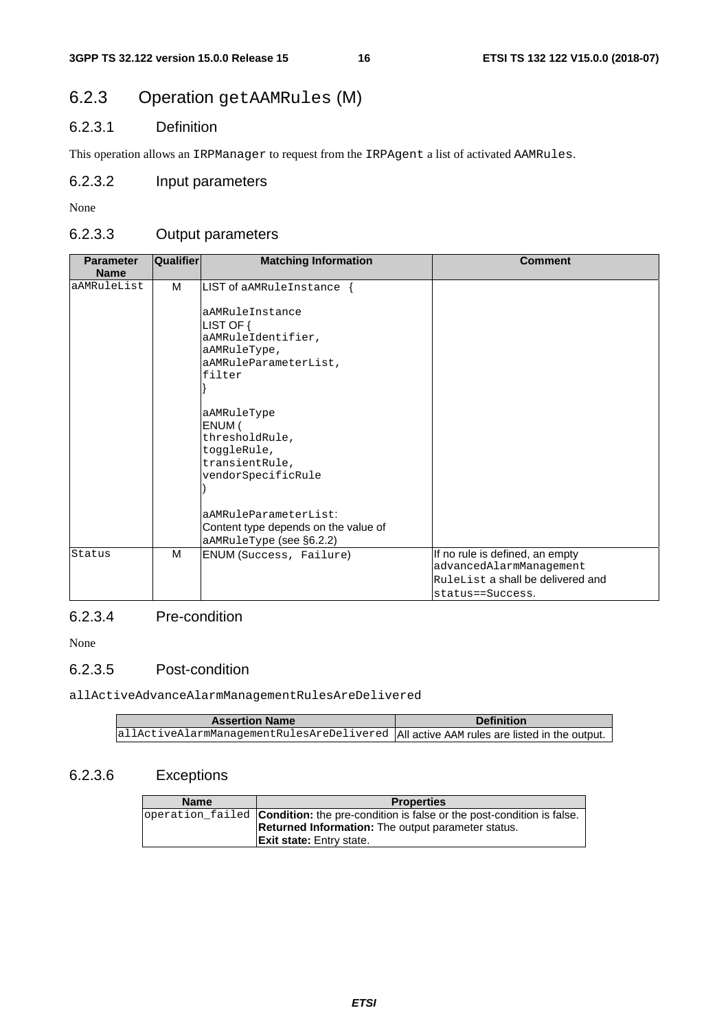## 6.2.3 Operation getAAMRules (M)

### 6.2.3.1 Definition

This operation allows an IRPManager to request from the IRPAgent a list of activated AAMRules.

### 6.2.3.2 Input parameters

None

### 6.2.3.3 Output parameters

| Parameter Name | Qualifier | Matching Information | Comment |
|---|---|---|---|
| aAMRuleList | M | LIST of aAMRuleInstance {<br><br>aAMRuleInstance<br>LIST OF {<br>aAMRuleIdentifier,<br>aAMRuleType,<br>aAMRuleParameterList,<br>filter<br>}<br><br>aAMRuleType<br>ENUM (<br>thresholdRule,<br>toggleRule,<br>transientRule,<br>vendorSpecificRule<br>)<br><br>aAMRuleParameterList:<br>Content type depends on the value of aAMRuleType (see §6.2.2) | |
| Status | M | ENUM (Success, Failure) | If no rule is defined, an empty advancedAlarmManagement RuleList a shall be delivered and status==Success. |

### 6.2.3.4 Pre-condition

None

### 6.2.3.5 Post-condition

allActiveAdvanceAlarmManagementRulesAreDelivered

| Assertion Name | Definition |
|---|---|
| allActiveAlarmManagementRulesAreDelivered | All active AAM rules are listed in the output. |

### 6.2.3.6 Exceptions

| Name | Properties |
|---|---|
| operation_failed | **Condition:** the pre-condition is false or the post-condition is false.<br>**Returned Information:** The output parameter status.<br>**Exit state:** Entry state. |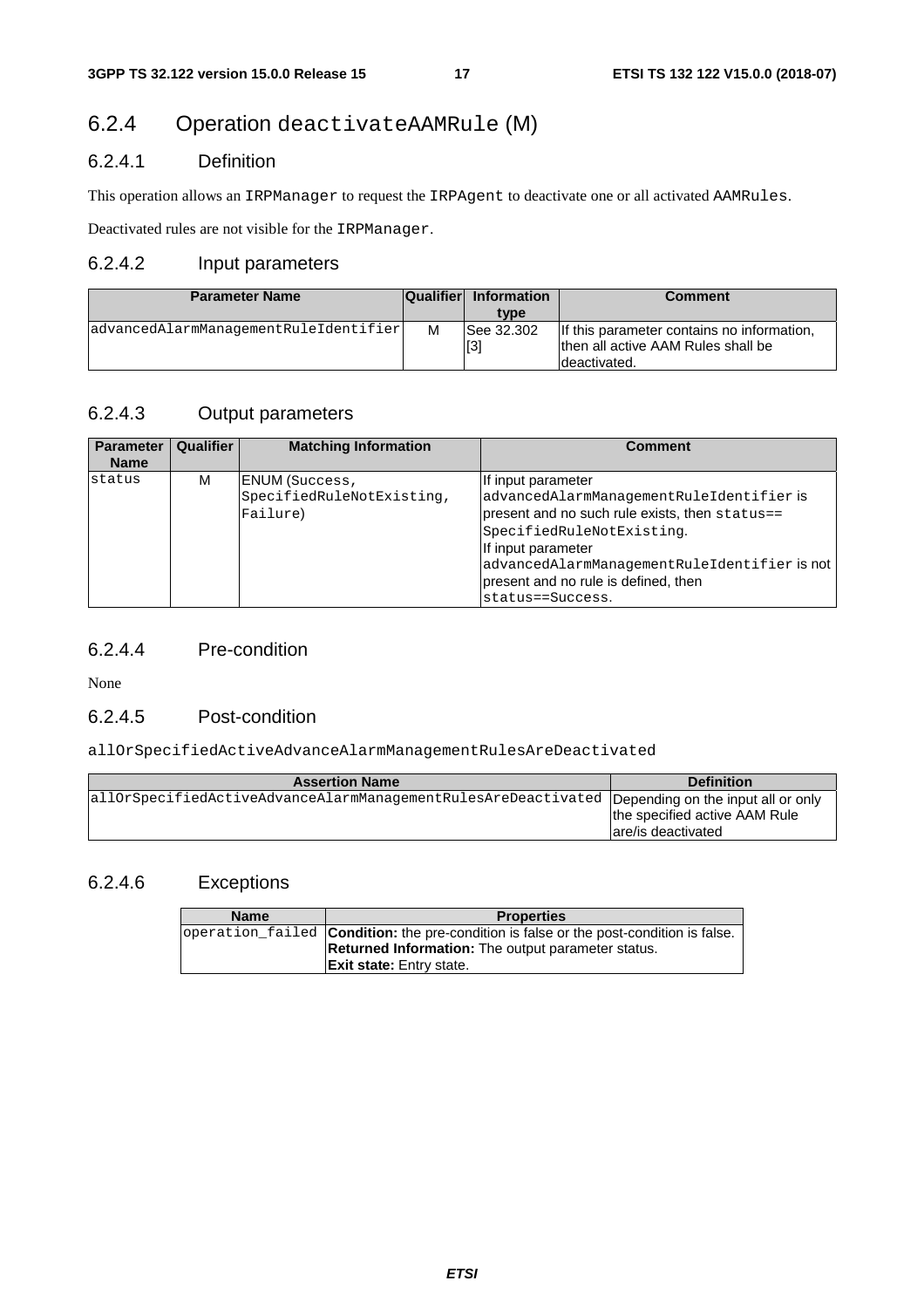## 6.2.4 Operation deactivateAAMRule (M)

### 6.2.4.1 Definition

This operation allows an IRPManager to request the IRPAgent to deactivate one or all activated AAMRules.

Deactivated rules are not visible for the IRPManager.

### 6.2.4.2 Input parameters

| Parameter Name | Qualifier | Information type | Comment |
|---|---|---|---|
| advancedAlarmManagementRuleIdentifier | M | See 32.302 [3] | If this parameter contains no information, then all active AAM Rules shall be deactivated. |

### 6.2.4.3 Output parameters

| Parameter Name | Qualifier | Matching Information | Comment |
|---|---|---|---|
| status | M | ENUM (Success, SpecifiedRuleNotExisting, Failure) | If input parameter advancedAlarmManagementRuleIdentifier is present and no such rule exists, then status== SpecifiedRuleNotExisting. If input parameter advancedAlarmManagementRuleIdentifier is not present and no rule is defined, then status==Success. |

### 6.2.4.4 Pre-condition

None

### 6.2.4.5 Post-condition

allOrSpecifiedActiveAdvanceAlarmManagementRulesAreDeactivated

| Assertion Name | Definition |
|---|---|
| allOrSpecifiedActiveAdvanceAlarmManagementRulesAreDeactivated | Depending on the input all or only the specified active AAM Rule are/is deactivated |

### 6.2.4.6 Exceptions

| Name | Properties |
|---|---|
| operation_failed | **Condition:** the pre-condition is false or the post-condition is false. **Returned Information:** The output parameter status. **Exit state:** Entry state. |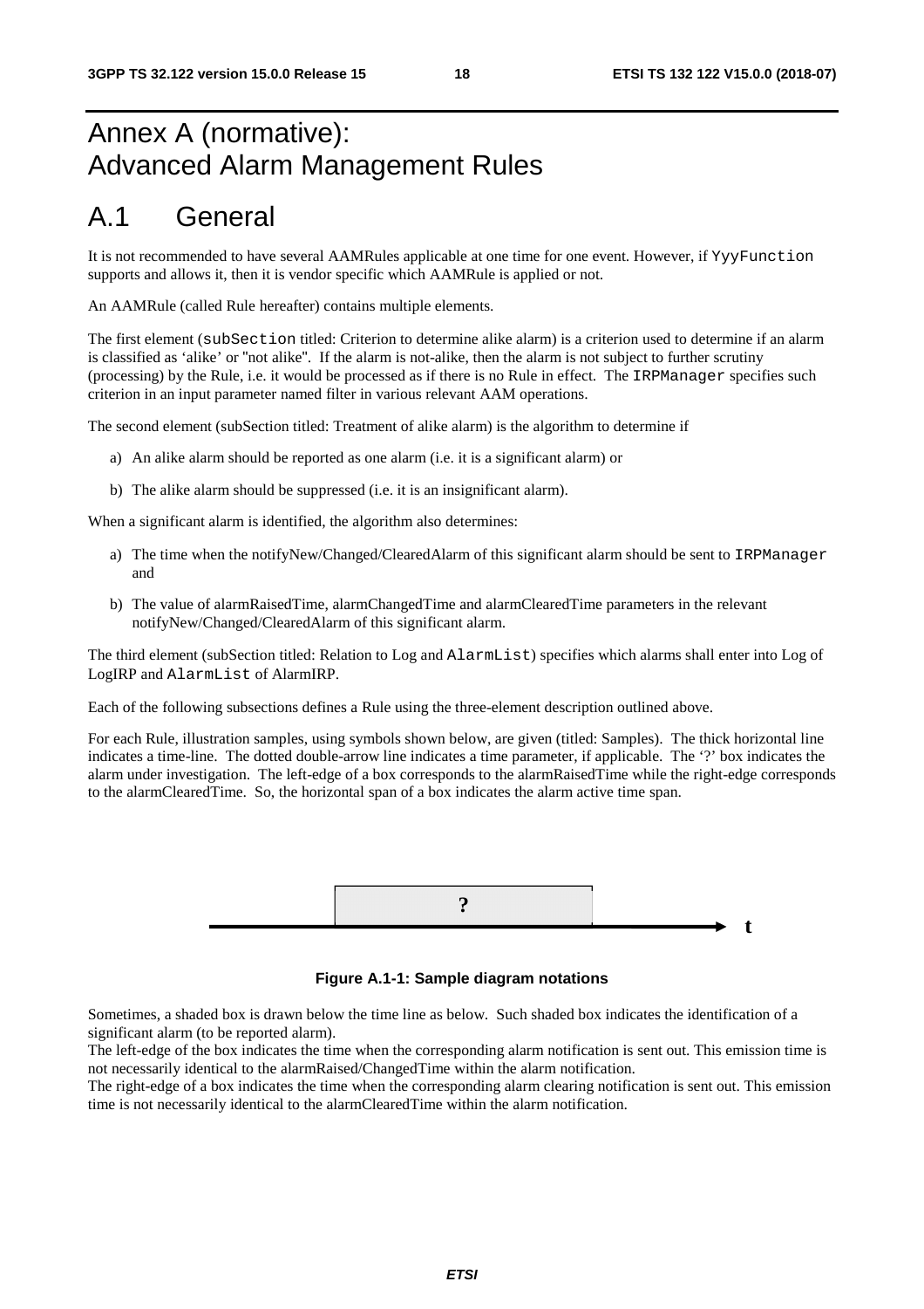# Annex A (normative): Advanced Alarm Management Rules

# A.1 General

It is not recommended to have several AAMRules applicable at one time for one event. However, if YyyFunction supports and allows it, then it is vendor specific which AAMRule is applied or not.

An AAMRule (called Rule hereafter) contains multiple elements.

The first element (subSection titled: Criterion to determine alike alarm) is a criterion used to determine if an alarm is classified as 'alike' or "not alike". If the alarm is not-alike, then the alarm is not subject to further scrutiny (processing) by the Rule, i.e. it would be processed as if there is no Rule in effect. The IRPManager specifies such criterion in an input parameter named filter in various relevant AAM operations.

The second element (subSection titled: Treatment of alike alarm) is the algorithm to determine if

a) An alike alarm should be reported as one alarm (i.e. it is a significant alarm) or

b) The alike alarm should be suppressed (i.e. it is an insignificant alarm).

When a significant alarm is identified, the algorithm also determines:

a) The time when the notifyNew/Changed/ClearedAlarm of this significant alarm should be sent to IRPManager and

b) The value of alarmRaisedTime, alarmChangedTime and alarmClearedTime parameters in the relevant notifyNew/Changed/ClearedAlarm of this significant alarm.

The third element (subSection titled: Relation to Log and AlarmList) specifies which alarms shall enter into Log of LogIRP and AlarmList of AlarmIRP.

Each of the following subsections defines a Rule using the three-element description outlined above.

For each Rule, illustration samples, using symbols shown below, are given (titled: Samples). The thick horizontal line indicates a time-line. The dotted double-arrow line indicates a time parameter, if applicable. The '?' box indicates the alarm under investigation. The left-edge of a box corresponds to the alarmRaisedTime while the right-edge corresponds to the alarmClearedTime. So, the horizontal span of a box indicates the alarm active time span.

**Figure A.1-1: Sample diagram notations**

Sometimes, a shaded box is drawn below the time line as below. Such shaded box indicates the identification of a significant alarm (to be reported alarm).

The left-edge of the box indicates the time when the corresponding alarm notification is sent out. This emission time is not necessarily identical to the alarmRaised/ChangedTime within the alarm notification.

The right-edge of a box indicates the time when the corresponding alarm clearing notification is sent out. This emission time is not necessarily identical to the alarmClearedTime within the alarm notification.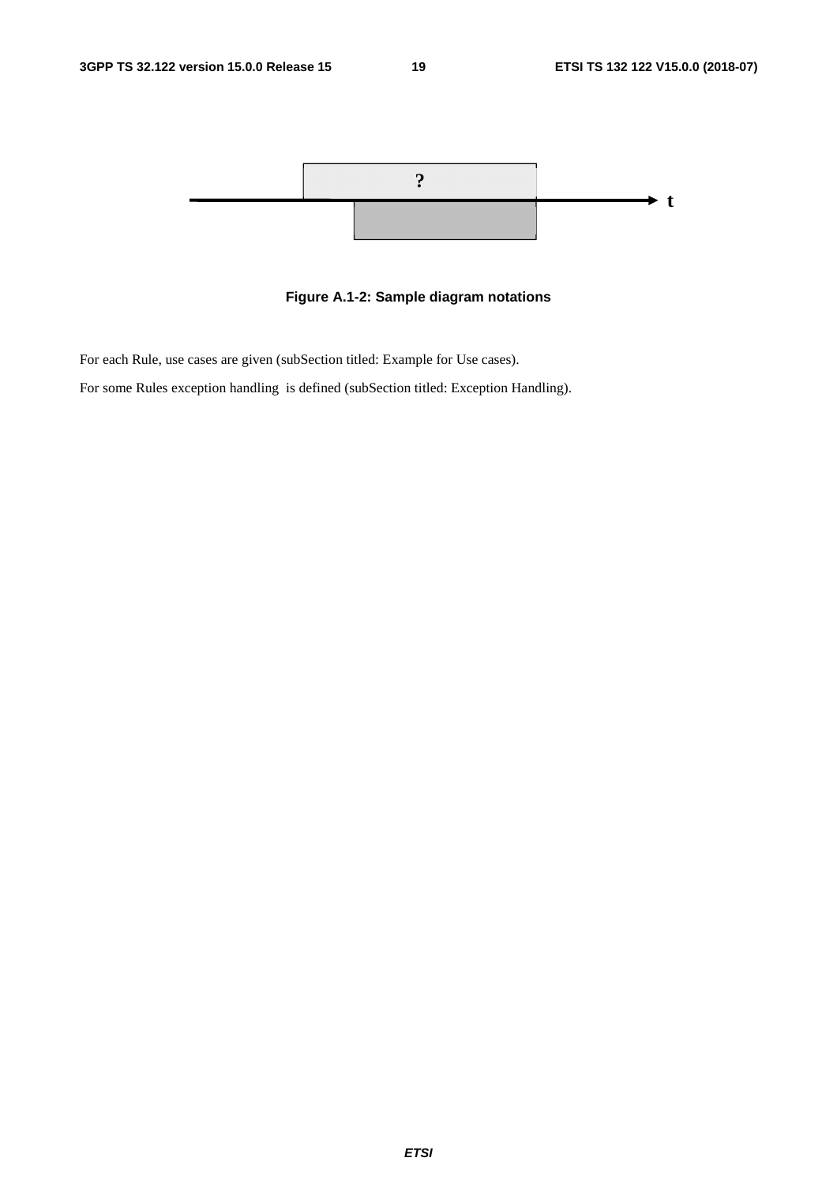Figure A.1-2: Sample diagram notations

For each Rule, use cases are given (subSection titled: Example for Use cases).

For some Rules exception handling is defined (subSection titled: Exception Handling).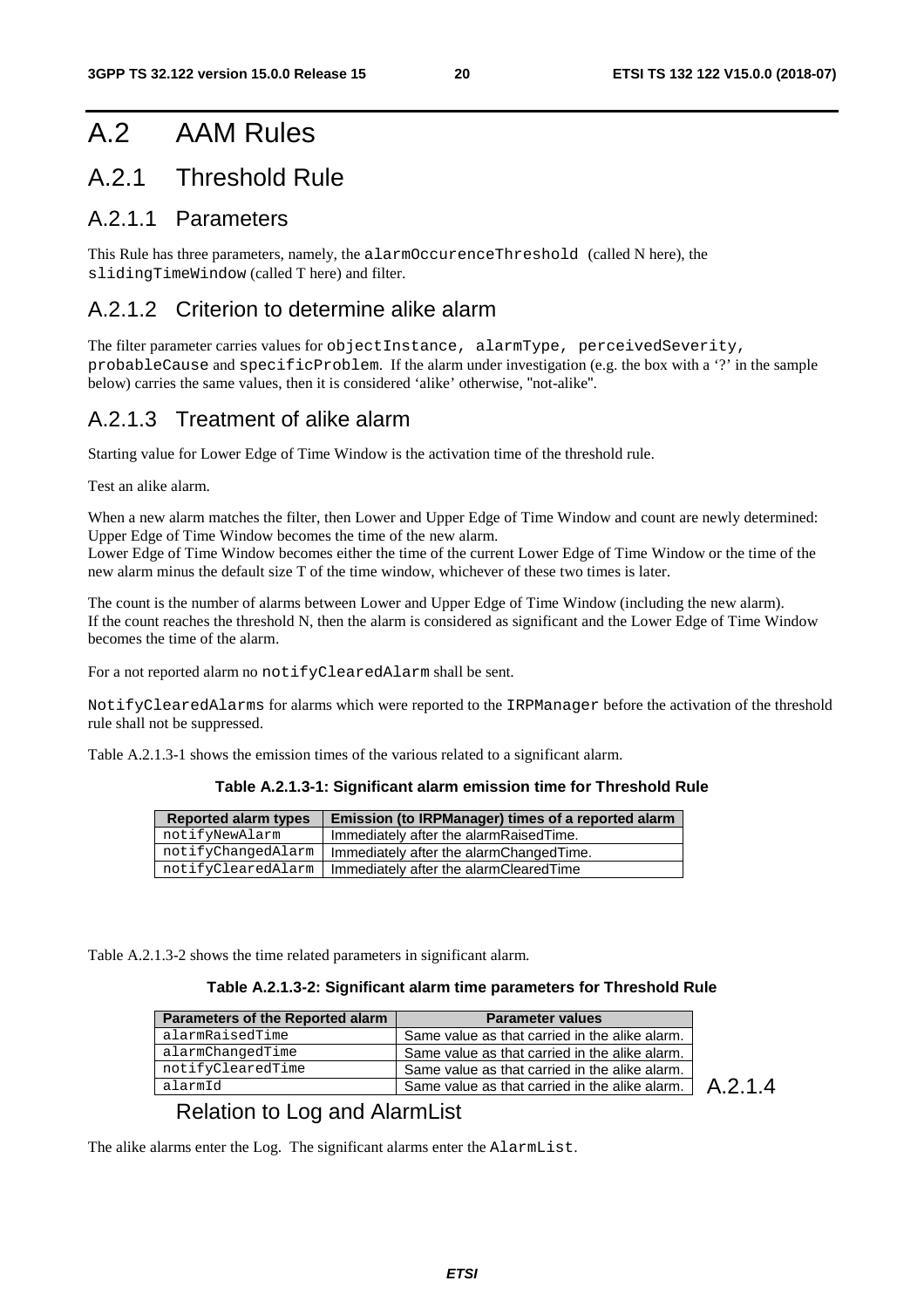# A.2 AAM Rules

## A.2.1 Threshold Rule

### A.2.1.1 Parameters

This Rule has three parameters, namely, the `alarmOccurenceThreshold` (called N here), the `slidingTimeWindow` (called T here) and filter.

### A.2.1.2 Criterion to determine alike alarm

The filter parameter carries values for `objectInstance, alarmType, perceivedSeverity, probableCause` and `specificProblem`. If the alarm under investigation (e.g. the box with a '?' in the sample below) carries the same values, then it is considered 'alike' otherwise, "not-alike".

### A.2.1.3 Treatment of alike alarm

Starting value for Lower Edge of Time Window is the activation time of the threshold rule.

Test an alike alarm.

When a new alarm matches the filter, then Lower and Upper Edge of Time Window and count are newly determined:
Upper Edge of Time Window becomes the time of the new alarm.
Lower Edge of Time Window becomes either the time of the current Lower Edge of Time Window or the time of the new alarm minus the default size T of the time window, whichever of these two times is later.

The count is the number of alarms between Lower and Upper Edge of Time Window (including the new alarm).
If the count reaches the threshold N, then the alarm is considered as significant and the Lower Edge of Time Window becomes the time of the alarm.

For a not reported alarm no `notifyClearedAlarm` shall be sent.

`NotifyClearedAlarms` for alarms which were reported to the `IRPManager` before the activation of the threshold rule shall not be suppressed.

Table A.2.1.3-1 shows the emission times of the various related to a significant alarm.

**Table A.2.1.3-1: Significant alarm emission time for Threshold Rule**

| Reported alarm types | Emission (to IRPManager) times of a reported alarm |
|---|---|
| notifyNewAlarm | Immediately after the alarmRaisedTime. |
| notifyChangedAlarm | Immediately after the alarmChangedTime. |
| notifyClearedAlarm | Immediately after the alarmClearedTime |

Table A.2.1.3-2 shows the time related parameters in significant alarm.

**Table A.2.1.3-2: Significant alarm time parameters for Threshold Rule**

| Parameters of the Reported alarm | Parameter values |
|---|---|
| alarmRaisedTime | Same value as that carried in the alike alarm. |
| alarmChangedTime | Same value as that carried in the alike alarm. |
| notifyClearedTime | Same value as that carried in the alike alarm. |
| alarmId | Same value as that carried in the alike alarm. |

### A.2.1.4 Relation to Log and AlarmList

The alike alarms enter the Log. The significant alarms enter the `AlarmList`.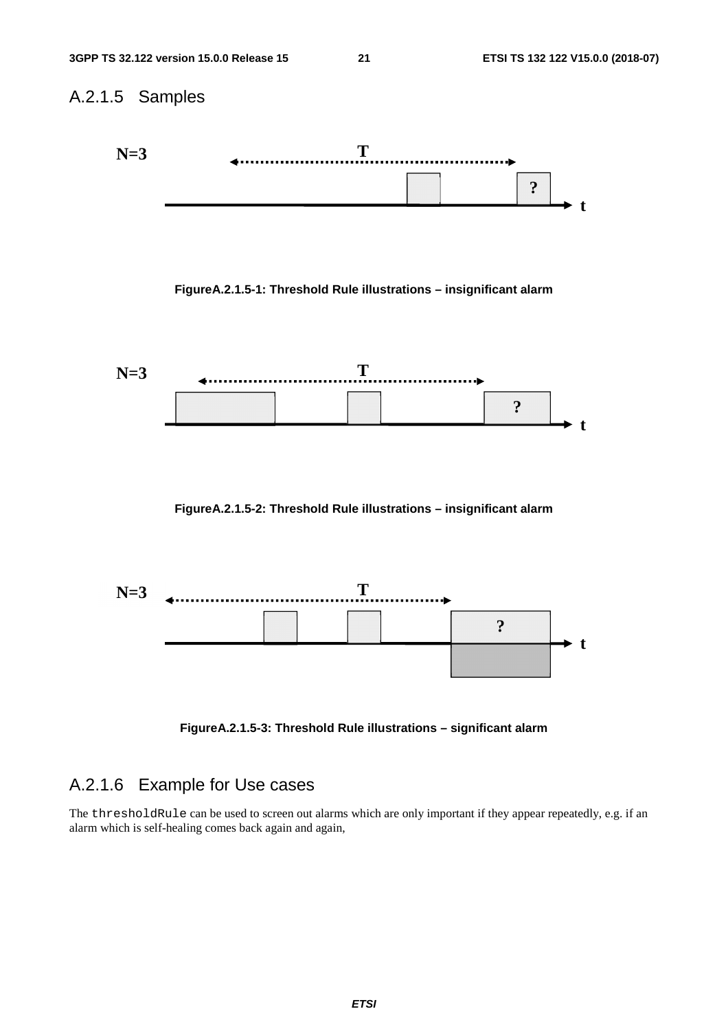### A.2.1.5 Samples

FigureA.2.1.5-1: Threshold Rule illustrations – insignificant alarm

FigureA.2.1.5-2: Threshold Rule illustrations – insignificant alarm

FigureA.2.1.5-3: Threshold Rule illustrations – significant alarm

### A.2.1.6 Example for Use cases

The `thresholdRule` can be used to screen out alarms which are only important if they appear repeatedly, e.g. if an alarm which is self-healing comes back again and again,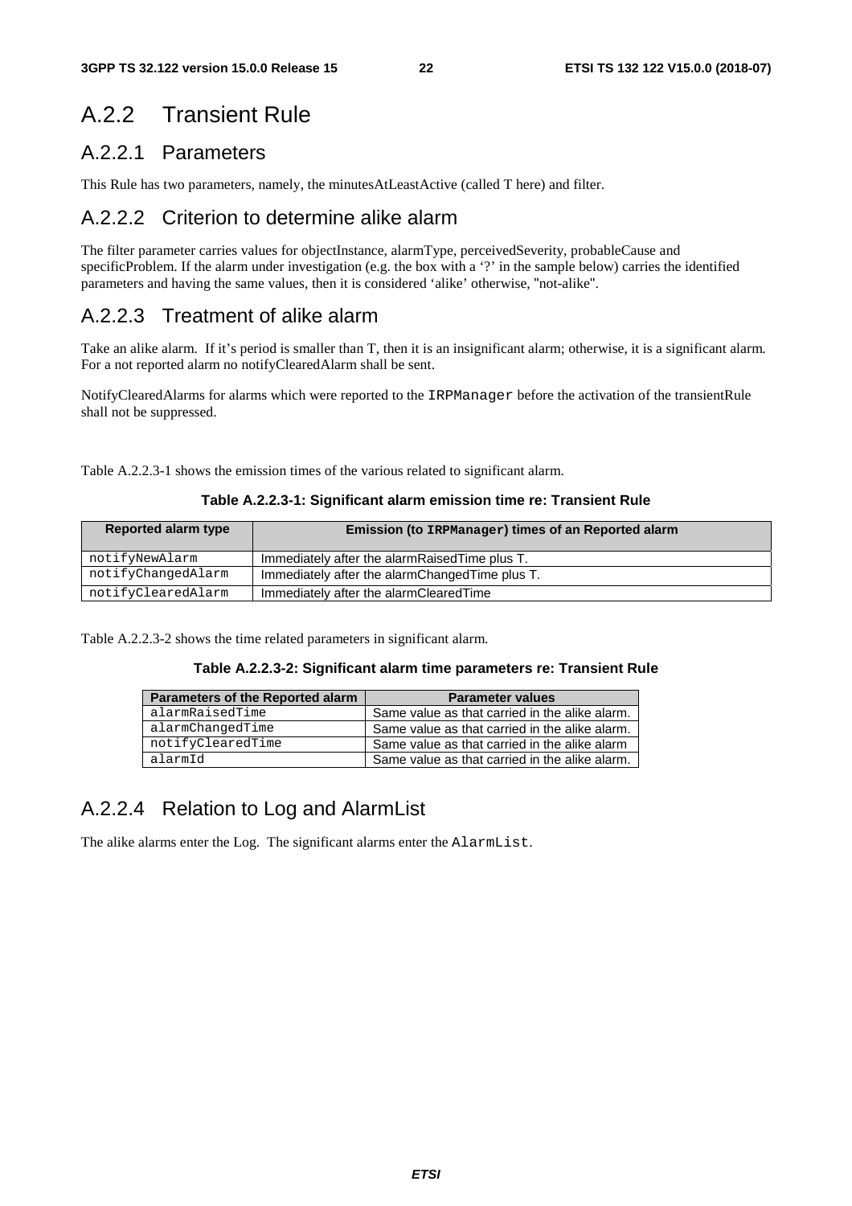## A.2.2 Transient Rule

### A.2.2.1 Parameters

This Rule has two parameters, namely, the minutesAtLeastActive (called T here) and filter.

### A.2.2.2 Criterion to determine alike alarm

The filter parameter carries values for objectInstance, alarmType, perceivedSeverity, probableCause and specificProblem. If the alarm under investigation (e.g. the box with a '?' in the sample below) carries the identified parameters and having the same values, then it is considered 'alike' otherwise, "not-alike".

### A.2.2.3 Treatment of alike alarm

Take an alike alarm. If it's period is smaller than T, then it is an insignificant alarm; otherwise, it is a significant alarm. For a not reported alarm no notifyClearedAlarm shall be sent.

NotifyClearedAlarms for alarms which were reported to the `IRPManager` before the activation of the transientRule shall not be suppressed.

Table A.2.2.3-1 shows the emission times of the various related to significant alarm.

**Table A.2.2.3-1: Significant alarm emission time re: Transient Rule**

| Reported alarm type | Emission (to `IRPManager`) times of an Reported alarm |
| --- | --- |
| `notifyNewAlarm` | Immediately after the alarmRaisedTime plus T. |
| `notifyChangedAlarm` | Immediately after the alarmChangedTime plus T. |
| `notifyClearedAlarm` | Immediately after the alarmClearedTime |

Table A.2.2.3-2 shows the time related parameters in significant alarm.

**Table A.2.2.3-2: Significant alarm time parameters re: Transient Rule**

| Parameters of the Reported alarm | Parameter values |
| --- | --- |
| `alarmRaisedTime` | Same value as that carried in the alike alarm. |
| `alarmChangedTime` | Same value as that carried in the alike alarm. |
| `notifyClearedTime` | Same value as that carried in the alike alarm |
| `alarmId` | Same value as that carried in the alike alarm. |

### A.2.2.4 Relation to Log and AlarmList

The alike alarms enter the Log. The significant alarms enter the `AlarmList`.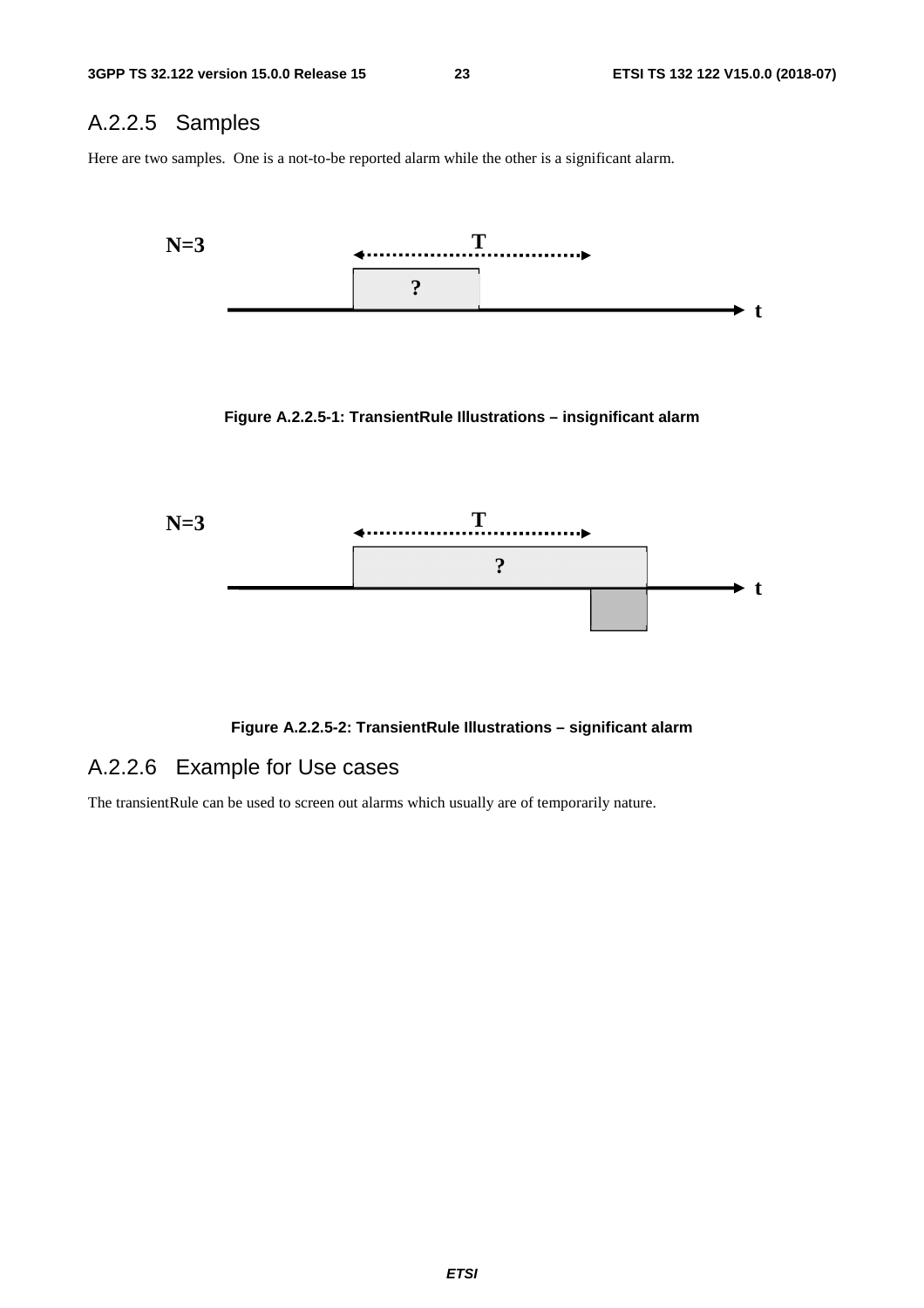## A.2.2.5 Samples

Here are two samples. One is a not-to-be reported alarm while the other is a significant alarm.

Figure A.2.2.5-1: TransientRule Illustrations – insignificant alarm

Figure A.2.2.5-2: TransientRule Illustrations – significant alarm

## A.2.2.6 Example for Use cases

The transientRule can be used to screen out alarms which usually are of temporarily nature.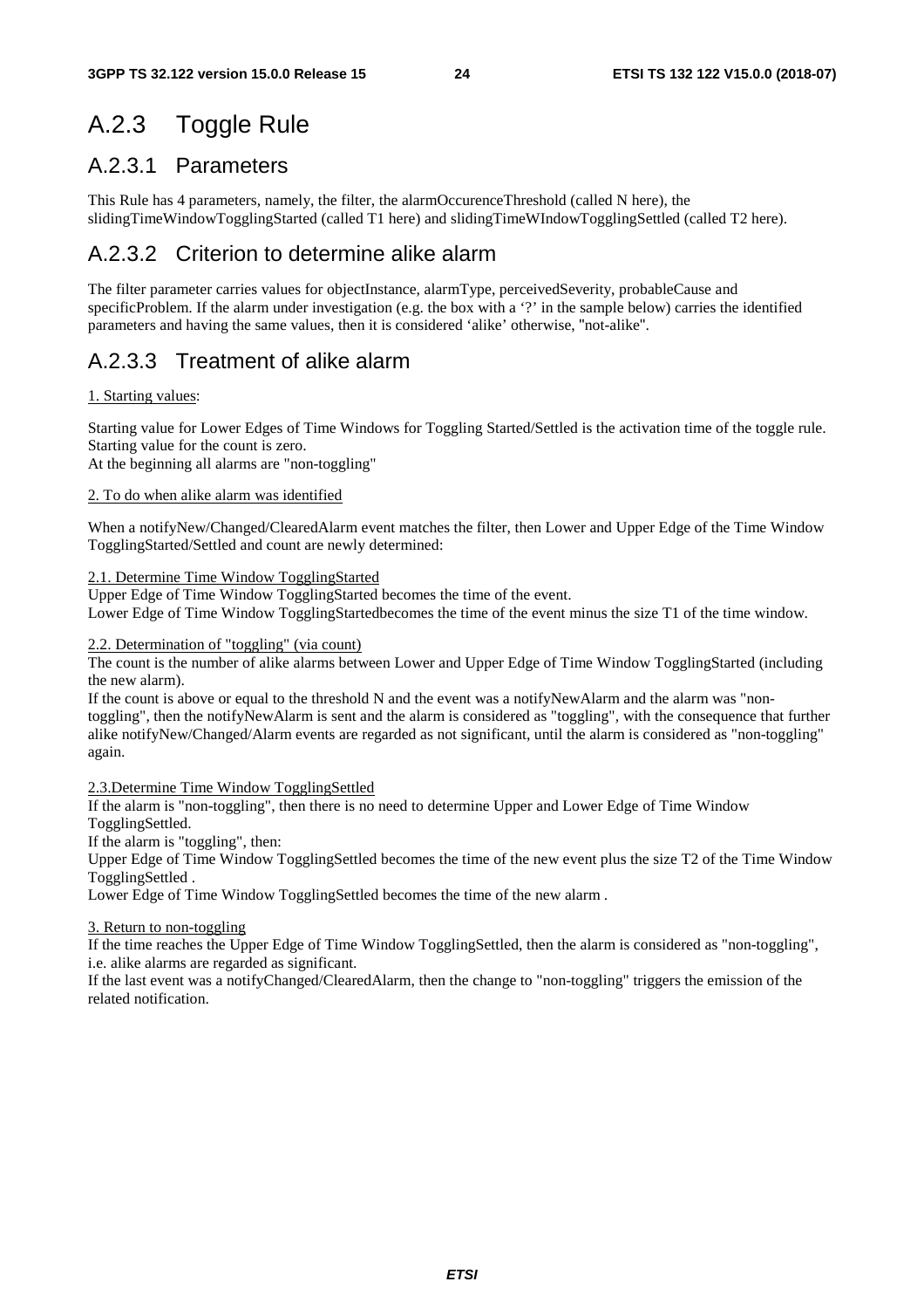# A.2.3 Toggle Rule

## A.2.3.1 Parameters

This Rule has 4 parameters, namely, the filter, the alarmOccurenceThreshold (called N here), the slidingTimeWindowTogglingStarted (called T1 here) and slidingTimeWIndowTogglingSettled (called T2 here).

## A.2.3.2 Criterion to determine alike alarm

The filter parameter carries values for objectInstance, alarmType, perceivedSeverity, probableCause and specificProblem. If the alarm under investigation (e.g. the box with a '?' in the sample below) carries the identified parameters and having the same values, then it is considered 'alike' otherwise, "not-alike".

## A.2.3.3 Treatment of alike alarm

1. Starting values:

Starting value for Lower Edges of Time Windows for Toggling Started/Settled is the activation time of the toggle rule.
Starting value for the count is zero.
At the beginning all alarms are "non-toggling"

2. To do when alike alarm was identified

When a notifyNew/Changed/ClearedAlarm event matches the filter, then Lower and Upper Edge of the Time Window TogglingStarted/Settled and count are newly determined:

2.1. Determine Time Window TogglingStarted
Upper Edge of Time Window TogglingStarted becomes the time of the event.
Lower Edge of Time Window TogglingStartedbecomes the time of the event minus the size T1 of the time window.

2.2. Determination of "toggling" (via count)
The count is the number of alike alarms between Lower and Upper Edge of Time Window TogglingStarted (including the new alarm).
If the count is above or equal to the threshold N and the event was a notifyNewAlarm and the alarm was "non-toggling", then the notifyNewAlarm is sent and the alarm is considered as "toggling", with the consequence that further alike notifyNew/Changed/Alarm events are regarded as not significant, until the alarm is considered as "non-toggling" again.

2.3.Determine Time Window TogglingSettled
If the alarm is "non-toggling", then there is no need to determine Upper and Lower Edge of Time Window TogglingSettled.
If the alarm is "toggling", then:
Upper Edge of Time Window TogglingSettled becomes the time of the new event plus the size T2 of the Time Window TogglingSettled .
Lower Edge of Time Window TogglingSettled becomes the time of the new alarm .

3. Return to non-toggling
If the time reaches the Upper Edge of Time Window TogglingSettled, then the alarm is considered as "non-toggling", i.e. alike alarms are regarded as significant.
If the last event was a notifyChanged/ClearedAlarm, then the change to "non-toggling" triggers the emission of the related notification.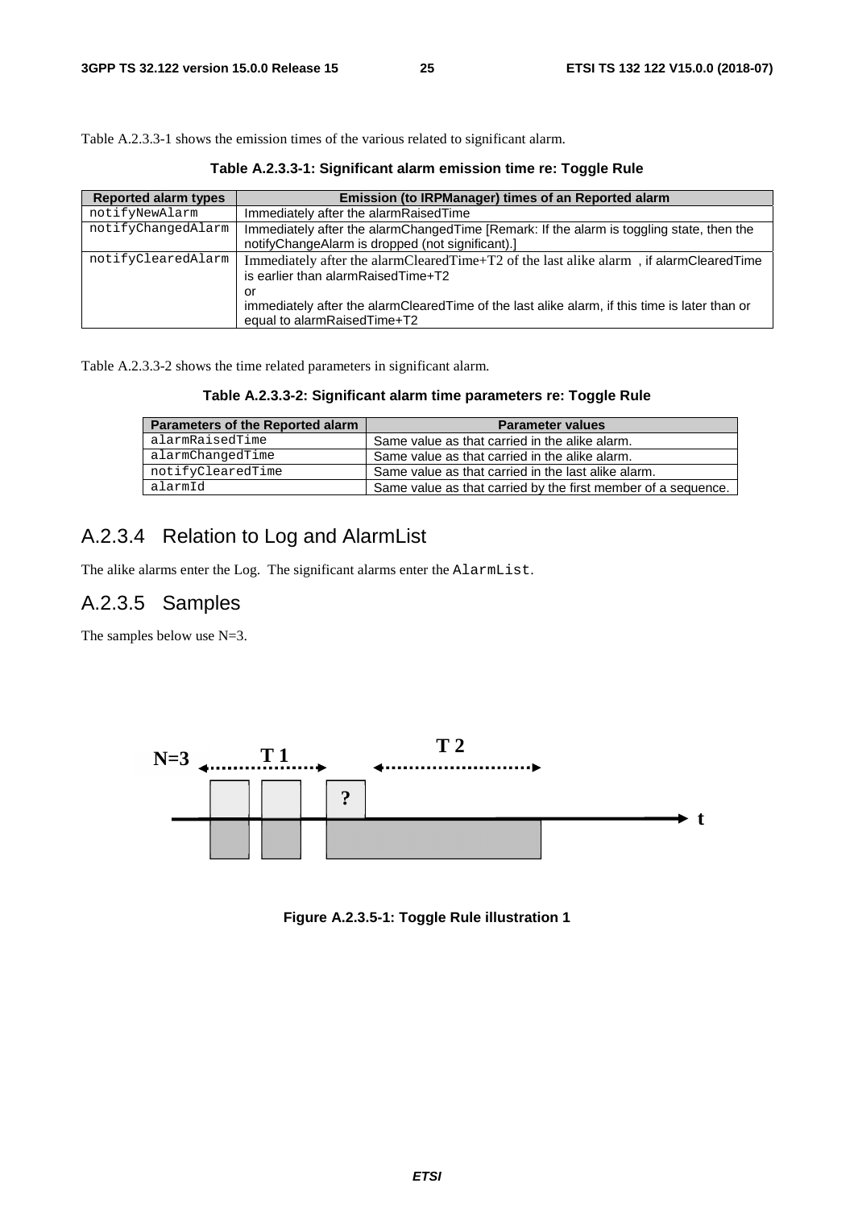Table A.2.3.3-1 shows the emission times of the various related to significant alarm.

**Table A.2.3.3-1: Significant alarm emission time re: Toggle Rule**

| Reported alarm types | Emission (to IRPManager) times of an Reported alarm |
|---|---|
| notifyNewAlarm | Immediately after the alarmRaisedTime |
| notifyChangedAlarm | Immediately after the alarmChangedTime [Remark: If the alarm is toggling state, then the notifyChangeAlarm is dropped (not significant).] |
| notifyClearedAlarm | Immediately after the alarmClearedTime+T2 of the last alike alarm , if alarmClearedTime is earlier than alarmRaisedTime+T2<br>or<br>immediately after the alarmClearedTime of the last alike alarm, if this time is later than or equal to alarmRaisedTime+T2 |

Table A.2.3.3-2 shows the time related parameters in significant alarm.

**Table A.2.3.3-2: Significant alarm time parameters re: Toggle Rule**

| Parameters of the Reported alarm | Parameter values |
|---|---|
| alarmRaisedTime | Same value as that carried in the alike alarm. |
| alarmChangedTime | Same value as that carried in the alike alarm. |
| notifyClearedTime | Same value as that carried in the last alike alarm. |
| alarmId | Same value as that carried by the first member of a sequence. |

## A.2.3.4 Relation to Log and AlarmList

The alike alarms enter the Log. The significant alarms enter the AlarmList.

## A.2.3.5 Samples

The samples below use N=3.

**Figure A.2.3.5-1: Toggle Rule illustration 1**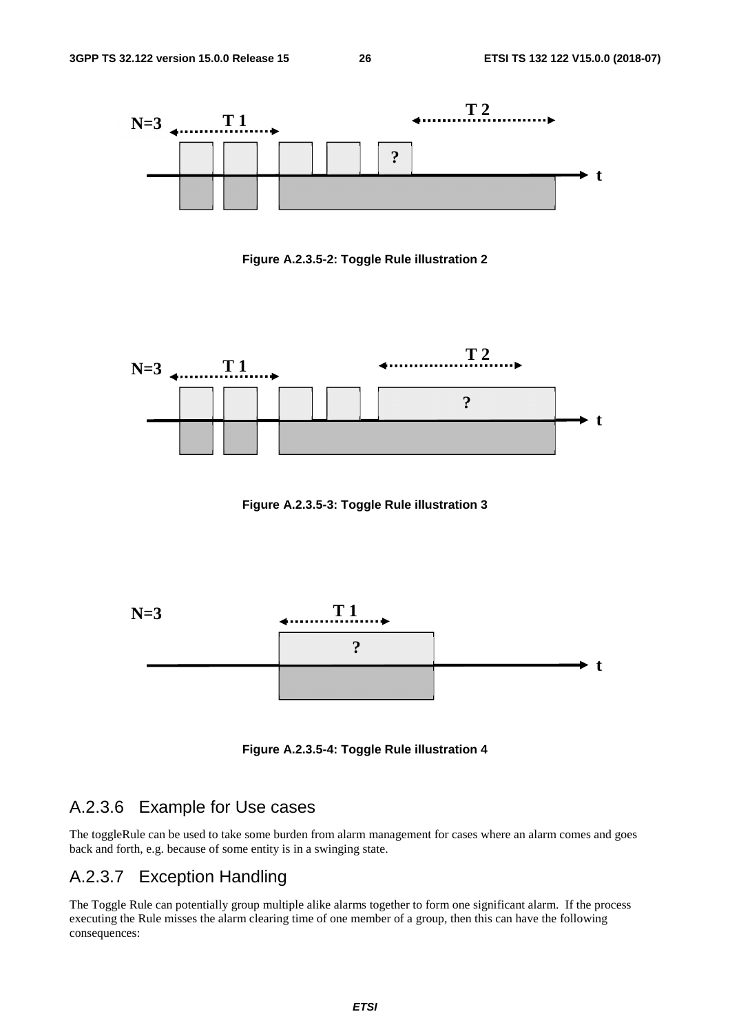Figure A.2.3.5-2: Toggle Rule illustration 2

Figure A.2.3.5-3: Toggle Rule illustration 3

Figure A.2.3.5-4: Toggle Rule illustration 4

### A.2.3.6 Example for Use cases

The toggleRule can be used to take some burden from alarm management for cases where an alarm comes and goes back and forth, e.g. because of some entity is in a swinging state.

### A.2.3.7 Exception Handling

The Toggle Rule can potentially group multiple alike alarms together to form one significant alarm. If the process executing the Rule misses the alarm clearing time of one member of a group, then this can have the following consequences: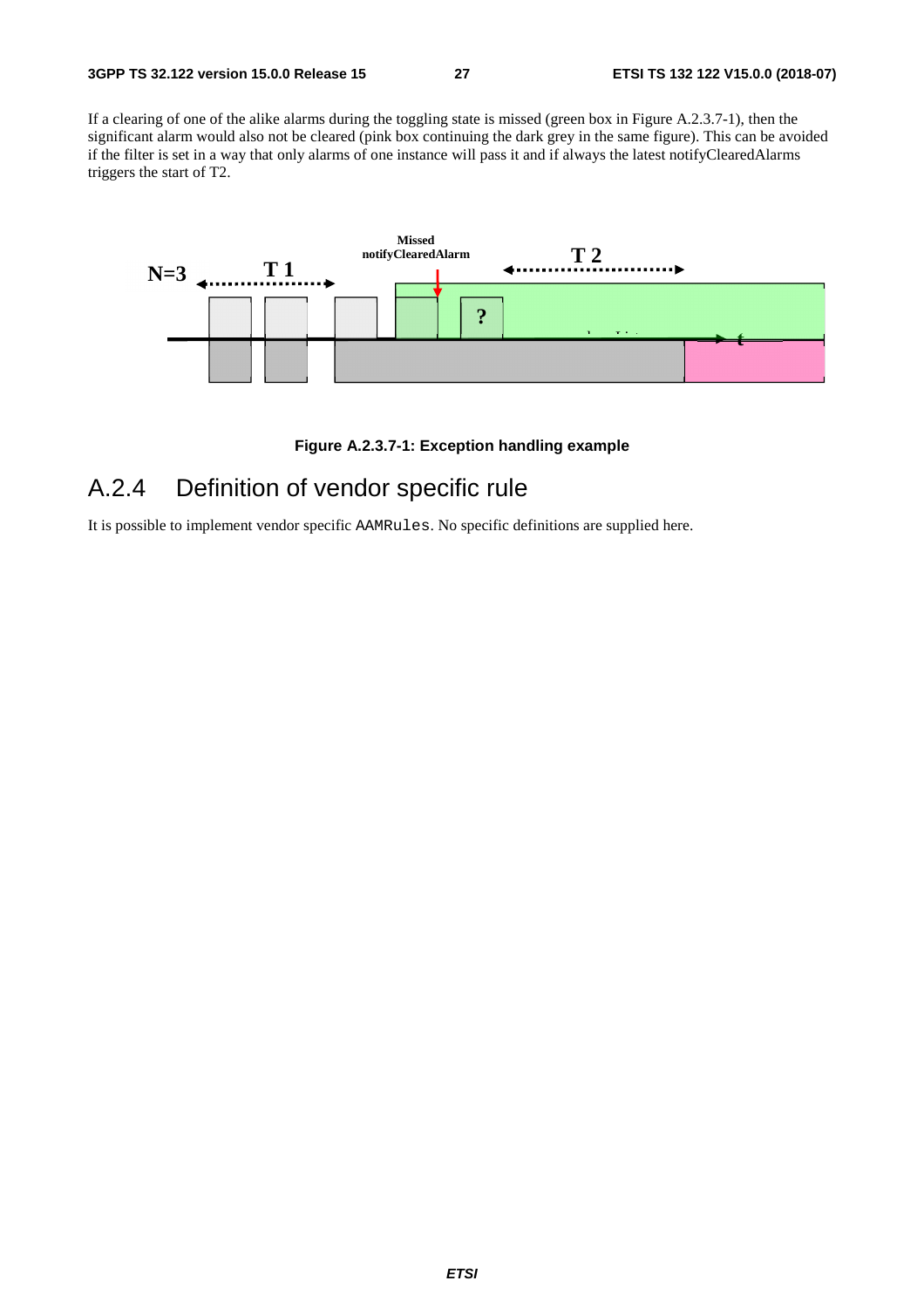If a clearing of one of the alike alarms during the toggling state is missed (green box in Figure A.2.3.7-1), then the significant alarm would also not be cleared (pink box continuing the dark grey in the same figure). This can be avoided if the filter is set in a way that only alarms of one instance will pass it and if always the latest notifyClearedAlarms triggers the start of T2.

**Figure A.2.3.7-1: Exception handling example**

## A.2.4 Definition of vendor specific rule

It is possible to implement vendor specific `AAMRules`. No specific definitions are supplied here.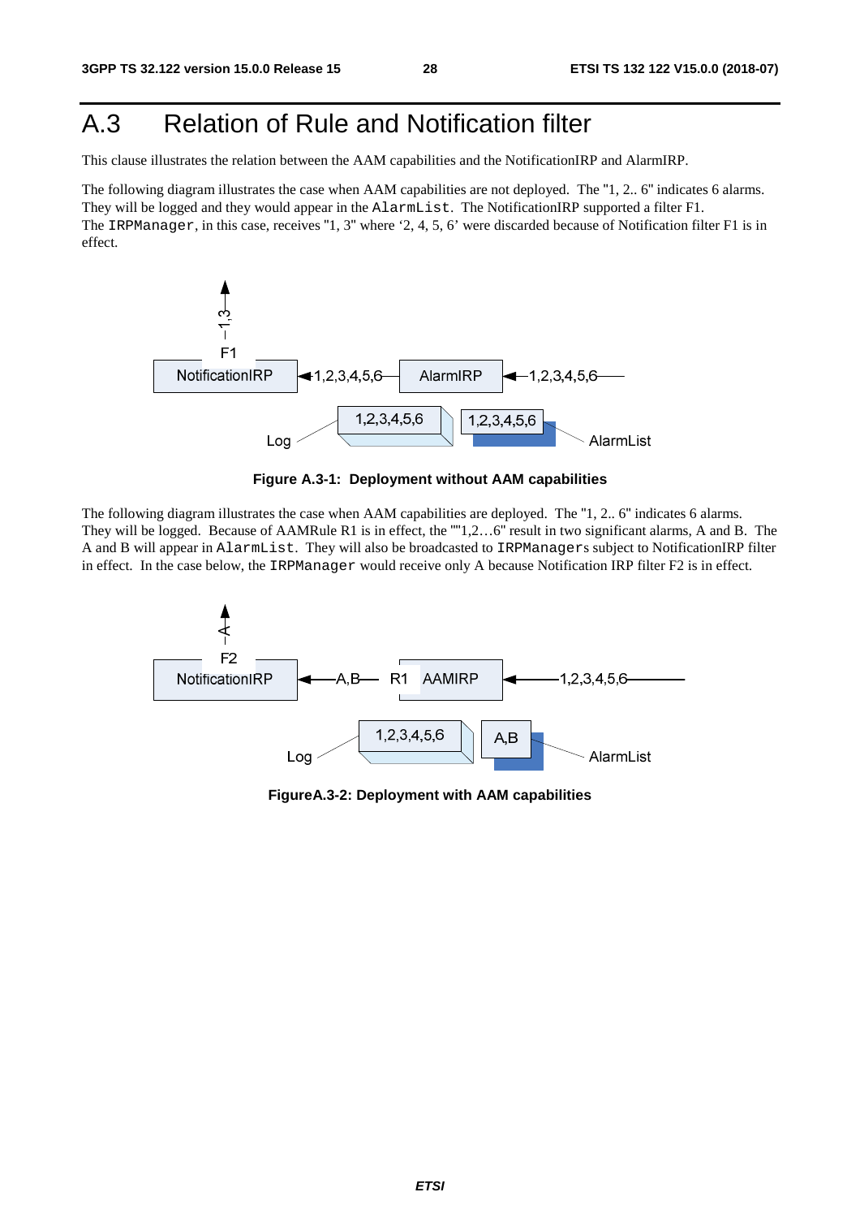# A.3 Relation of Rule and Notification filter

This clause illustrates the relation between the AAM capabilities and the NotificationIRP and AlarmIRP.

The following diagram illustrates the case when AAM capabilities are not deployed. The "1, 2.. 6" indicates 6 alarms. They will be logged and they would appear in the `AlarmList`. The NotificationIRP supported a filter F1. The `IRPManager`, in this case, receives "1, 3" where '2, 4, 5, 6' were discarded because of Notification filter F1 is in effect.

**Figure A.3-1: Deployment without AAM capabilities**

The following diagram illustrates the case when AAM capabilities are deployed. The "1, 2.. 6" indicates 6 alarms. They will be logged. Because of AAMRule R1 is in effect, the ""1,2…6" result in two significant alarms, A and B. The A and B will appear in `AlarmList`. They will also be broadcasted to `IRPManager`s subject to NotificationIRP filter in effect. In the case below, the `IRPManager` would receive only A because Notification IRP filter F2 is in effect.

**FigureA.3-2: Deployment with AAM capabilities**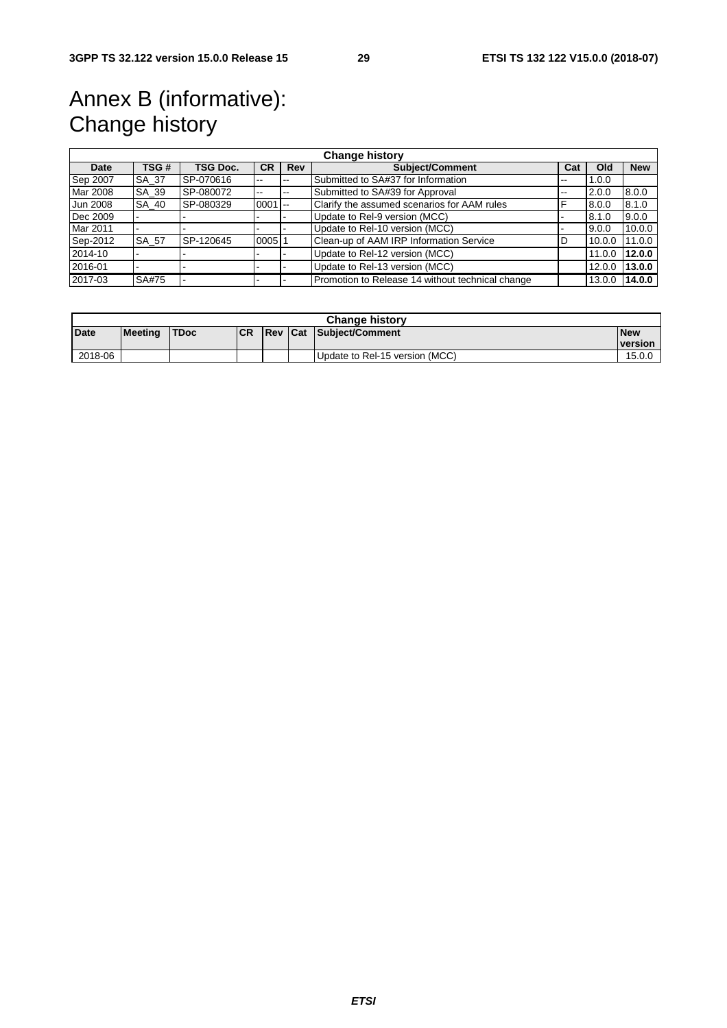# Annex B (informative): Change history

| Change history | | | | | | | | |
|---|---|---|---|---|---|---|---|---|
| **Date** | **TSG #** | **TSG Doc.** | **CR** | **Rev** | **Subject/Comment** | **Cat** | **Old** | **New** |
| Sep 2007 | SA_37 | SP-070616 | -- | -- | Submitted to SA#37 for Information | -- | 1.0.0 | |
| Mar 2008 | SA_39 | SP-080072 | -- | -- | Submitted to SA#39 for Approval | -- | 2.0.0 | 8.0.0 |
| Jun 2008 | SA_40 | SP-080329 | 0001 | -- | Clarify the assumed scenarios for AAM rules | F | 8.0.0 | 8.1.0 |
| Dec 2009 | - | - | - | - | Update to Rel-9 version (MCC) | - | 8.1.0 | 9.0.0 |
| Mar 2011 | - | - | - | - | Update to Rel-10 version (MCC) | - | 9.0.0 | 10.0.0 |
| Sep-2012 | SA_57 | SP-120645 | 0005 | 1 | Clean-up of AAM IRP Information Service | D | 10.0.0 | 11.0.0 |
| 2014-10 | - | - | - | - | Update to Rel-12 version (MCC) | | 11.0.0 | **12.0.0** |
| 2016-01 | - | - | - | - | Update to Rel-13 version (MCC) | | 12.0.0 | **13.0.0** |
| 2017-03 | SA#75 | - | - | - | Promotion to Release 14 without technical change | | 13.0.0 | **14.0.0** |

| Change history | | | | | | | |
|---|---|---|---|---|---|---|---|
| **Date** | **Meeting** | **TDoc** | **CR** | **Rev** | **Cat** | **Subject/Comment** | **New version** |
| 2018-06 | | | | | | Update to Rel-15 version (MCC) | 15.0.0 |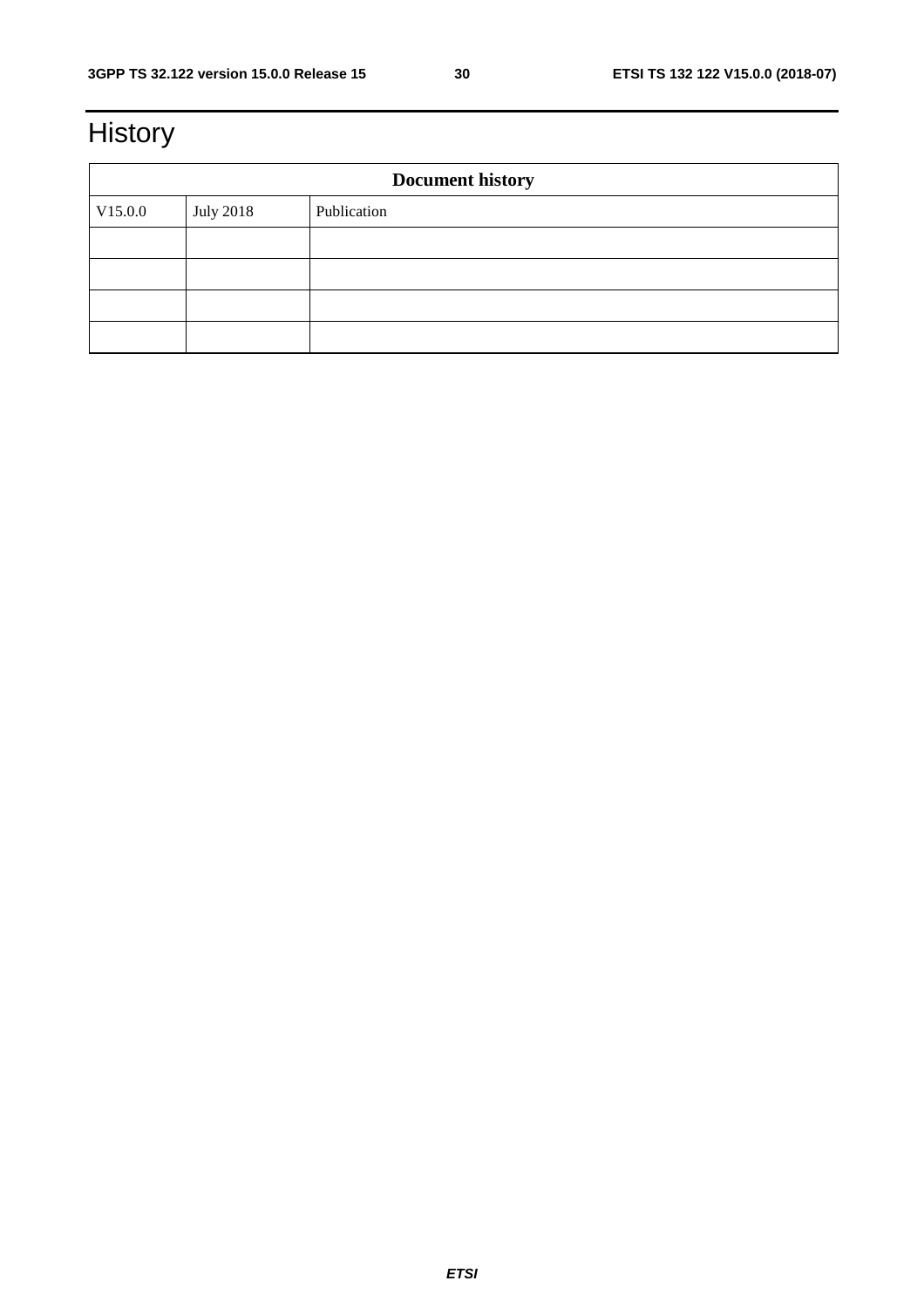# History

| Document history | | |
|---|---|---|
| V15.0.0 | July 2018 | Publication |
| | | |
| | | |
| | | |
| | | |